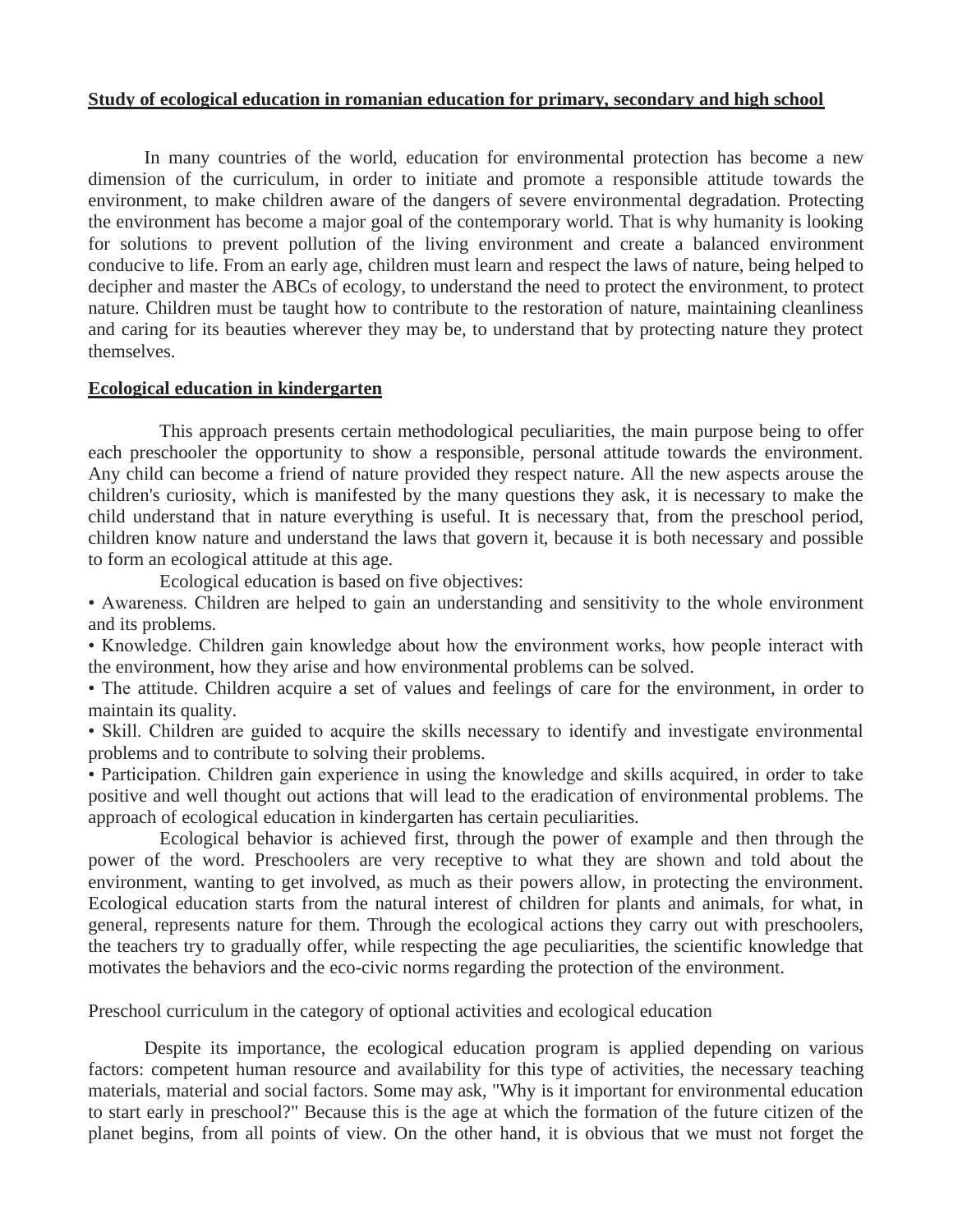# Study of ecological education in romanian education for primary, secondary and high school

In many countries of the world, education for environmental protection has become a new dimension of the curriculum, in order to initiate and promote a responsible attitude towards the environment, to make children aware of the dangers of severe environmental degradation. Protecting the environment has become a major goal of the contemporary world. That is why humanity is looking for solutions to prevent pollution of the living environment and create a balanced environment conducive to life. From an early age, children must learn and respect the laws of nature, being helped to decipher and master the ABCs of ecology, to understand the need to protect the environment, to protect nature. Children must be taught how to contribute to the restoration of nature, maintaining cleanliness and caring for its beauties wherever they may be, to understand that by protecting nature they protect themselves.

## Ecological education in kindergarten

This approach presents certain methodological peculiarities, the main purpose being to offer each preschooler the opportunity to show a responsible, personal attitude towards the environment. Any child can become a friend of nature provided they respect nature. All the new aspects arouse the children's curiosity, which is manifested by the many questions they ask, it is necessary to make the child understand that in nature everything is useful. It is necessary that, from the preschool period, children know nature and understand the laws that govern it, because it is both necessary and possible to form an ecological attitude at this age.

Ecological education is based on five objectives:

- Awareness. Children are helped to gain an understanding and sensitivity to the whole environment and its problems.
- Knowledge. Children gain knowledge about how the environment works, how people interact with the environment, how they arise and how environmental problems can be solved.
- The attitude. Children acquire a set of values and feelings of care for the environment, in order to maintain its quality.
- Skill. Children are guided to acquire the skills necessary to identify and investigate environmental problems and to contribute to solving their problems.
- Participation. Children gain experience in using the knowledge and skills acquired, in order to take positive and well thought out actions that will lead to the eradication of environmental problems. The approach of ecological education in kindergarten has certain peculiarities.

Ecological behavior is achieved first, through the power of example and then through the power of the word. Preschoolers are very receptive to what they are shown and told about the environment, wanting to get involved, as much as their powers allow, in protecting the environment. Ecological education starts from the natural interest of children for plants and animals, for what, in general, represents nature for them. Through the ecological actions they carry out with preschoolers, the teachers try to gradually offer, while respecting the age peculiarities, the scientific knowledge that motivates the behaviors and the eco-civic norms regarding the protection of the environment.

Preschool curriculum in the category of optional activities and ecological education

Despite its importance, the ecological education program is applied depending on various factors: competent human resource and availability for this type of activities, the necessary teaching materials, material and social factors. Some may ask, "Why is it important for environmental education to start early in preschool?" Because this is the age at which the formation of the future citizen of the planet begins, from all points of view. On the other hand, it is obvious that we must not forget the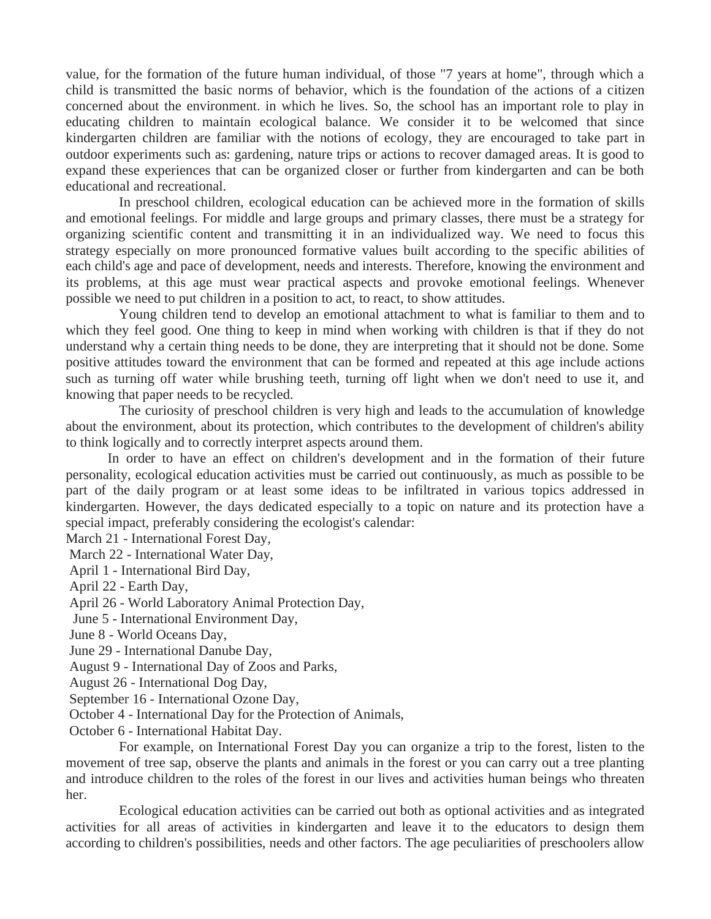value, for the formation of the future human individual, of those "7 years at home", through which a child is transmitted the basic norms of behavior, which is the foundation of the actions of a citizen concerned about the environment. in which he lives. So, the school has an important role to play in educating children to maintain ecological balance. We consider it to be welcomed that since kindergarten children are familiar with the notions of ecology, they are encouraged to take part in outdoor experiments such as: gardening, nature trips or actions to recover damaged areas. It is good to expand these experiences that can be organized closer or further from kindergarten and can be both educational and recreational.

In preschool children, ecological education can be achieved more in the formation of skills and emotional feelings. For middle and large groups and primary classes, there must be a strategy for organizing scientific content and transmitting it in an individualized way. We need to focus this strategy especially on more pronounced formative values built according to the specific abilities of each child's age and pace of development, needs and interests. Therefore, knowing the environment and its problems, at this age must wear practical aspects and provoke emotional feelings. Whenever possible we need to put children in a position to act, to react, to show attitudes.

Young children tend to develop an emotional attachment to what is familiar to them and to which they feel good. One thing to keep in mind when working with children is that if they do not understand why a certain thing needs to be done, they are interpreting that it should not be done. Some positive attitudes toward the environment that can be formed and repeated at this age include actions such as turning off water while brushing teeth, turning off light when we don't need to use it, and knowing that paper needs to be recycled.

The curiosity of preschool children is very high and leads to the accumulation of knowledge about the environment, about its protection, which contributes to the development of children's ability to think logically and to correctly interpret aspects around them.

In order to have an effect on children's development and in the formation of their future personality, ecological education activities must be carried out continuously, as much as possible to be part of the daily program or at least some ideas to be infiltrated in various topics addressed in kindergarten. However, the days dedicated especially to a topic on nature and its protection have a special impact, preferably considering the ecologist's calendar:

March 21 - International Forest Day,
March 22 - International Water Day,
April 1 - International Bird Day,
April 22 - Earth Day,
April 26 - World Laboratory Animal Protection Day,
June 5 - International Environment Day,
June 8 - World Oceans Day,
June 29 - International Danube Day,
August 9 - International Day of Zoos and Parks,
August 26 - International Dog Day,
September 16 - International Ozone Day,
October 4 - International Day for the Protection of Animals,
October 6 - International Habitat Day.

For example, on International Forest Day you can organize a trip to the forest, listen to the movement of tree sap, observe the plants and animals in the forest or you can carry out a tree planting and introduce children to the roles of the forest in our lives and activities human beings who threaten her.

Ecological education activities can be carried out both as optional activities and as integrated activities for all areas of activities in kindergarten and leave it to the educators to design them according to children's possibilities, needs and other factors. The age peculiarities of preschoolers allow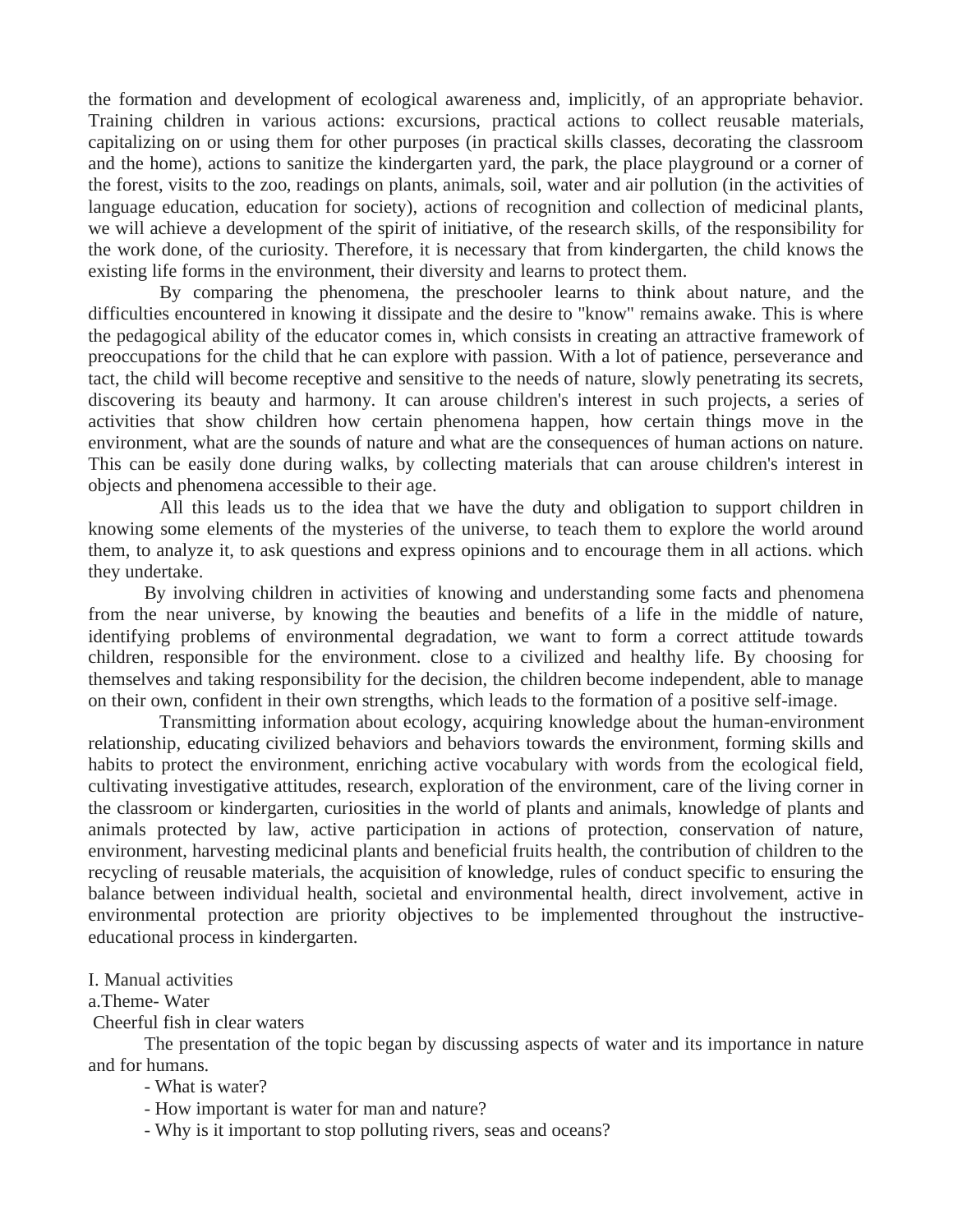the formation and development of ecological awareness and, implicitly, of an appropriate behavior. Training children in various actions: excursions, practical actions to collect reusable materials, capitalizing on or using them for other purposes (in practical skills classes, decorating the classroom and the home), actions to sanitize the kindergarten yard, the park, the place playground or a corner of the forest, visits to the zoo, readings on plants, animals, soil, water and air pollution (in the activities of language education, education for society), actions of recognition and collection of medicinal plants, we will achieve a development of the spirit of initiative, of the research skills, of the responsibility for the work done, of the curiosity. Therefore, it is necessary that from kindergarten, the child knows the existing life forms in the environment, their diversity and learns to protect them.

By comparing the phenomena, the preschooler learns to think about nature, and the difficulties encountered in knowing it dissipate and the desire to "know" remains awake. This is where the pedagogical ability of the educator comes in, which consists in creating an attractive framework of preoccupations for the child that he can explore with passion. With a lot of patience, perseverance and tact, the child will become receptive and sensitive to the needs of nature, slowly penetrating its secrets, discovering its beauty and harmony. It can arouse children's interest in such projects, a series of activities that show children how certain phenomena happen, how certain things move in the environment, what are the sounds of nature and what are the consequences of human actions on nature. This can be easily done during walks, by collecting materials that can arouse children's interest in objects and phenomena accessible to their age.

All this leads us to the idea that we have the duty and obligation to support children in knowing some elements of the mysteries of the universe, to teach them to explore the world around them, to analyze it, to ask questions and express opinions and to encourage them in all actions. which they undertake.

By involving children in activities of knowing and understanding some facts and phenomena from the near universe, by knowing the beauties and benefits of a life in the middle of nature, identifying problems of environmental degradation, we want to form a correct attitude towards children, responsible for the environment. close to a civilized and healthy life. By choosing for themselves and taking responsibility for the decision, the children become independent, able to manage on their own, confident in their own strengths, which leads to the formation of a positive self-image.

Transmitting information about ecology, acquiring knowledge about the human-environment relationship, educating civilized behaviors and behaviors towards the environment, forming skills and habits to protect the environment, enriching active vocabulary with words from the ecological field, cultivating investigative attitudes, research, exploration of the environment, care of the living corner in the classroom or kindergarten, curiosities in the world of plants and animals, knowledge of plants and animals protected by law, active participation in actions of protection, conservation of nature, environment, harvesting medicinal plants and beneficial fruits health, the contribution of children to the recycling of reusable materials, the acquisition of knowledge, rules of conduct specific to ensuring the balance between individual health, societal and environmental health, direct involvement, active in environmental protection are priority objectives to be implemented throughout the instructive-educational process in kindergarten.

I. Manual activities

a.Theme- Water

Cheerful fish in clear waters

The presentation of the topic began by discussing aspects of water and its importance in nature and for humans.

- What is water?
- How important is water for man and nature?
- Why is it important to stop polluting rivers, seas and oceans?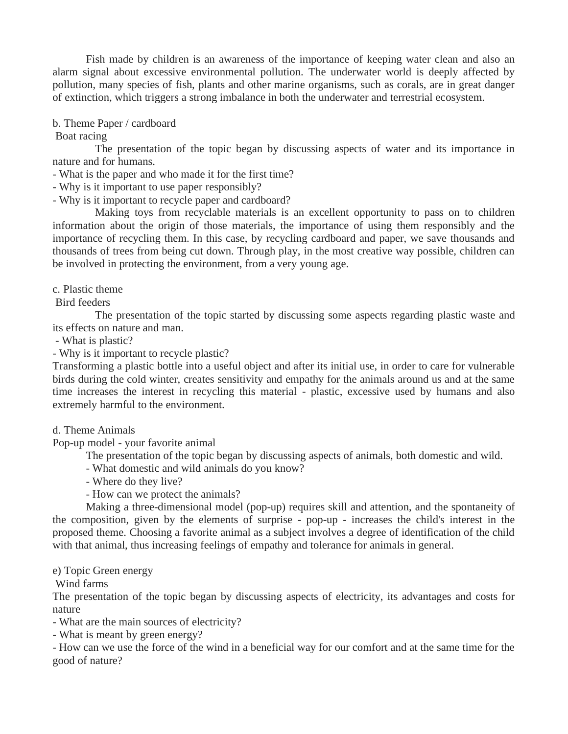Fish made by children is an awareness of the importance of keeping water clean and also an alarm signal about excessive environmental pollution. The underwater world is deeply affected by pollution, many species of fish, plants and other marine organisms, such as corals, are in great danger of extinction, which triggers a strong imbalance in both the underwater and terrestrial ecosystem.

b. Theme Paper / cardboard

Boat racing

The presentation of the topic began by discussing aspects of water and its importance in nature and for humans.

- What is the paper and who made it for the first time?
- Why is it important to use paper responsibly?
- Why is it important to recycle paper and cardboard?

Making toys from recyclable materials is an excellent opportunity to pass on to children information about the origin of those materials, the importance of using them responsibly and the importance of recycling them. In this case, by recycling cardboard and paper, we save thousands and thousands of trees from being cut down. Through play, in the most creative way possible, children can be involved in protecting the environment, from a very young age.

c. Plastic theme

Bird feeders

The presentation of the topic started by discussing some aspects regarding plastic waste and its effects on nature and man.

- What is plastic?
- Why is it important to recycle plastic?

Transforming a plastic bottle into a useful object and after its initial use, in order to care for vulnerable birds during the cold winter, creates sensitivity and empathy for the animals around us and at the same time increases the interest in recycling this material - plastic, excessive used by humans and also extremely harmful to the environment.

d. Theme Animals

Pop-up model - your favorite animal

The presentation of the topic began by discussing aspects of animals, both domestic and wild.

- What domestic and wild animals do you know?
- Where do they live?
- How can we protect the animals?

Making a three-dimensional model (pop-up) requires skill and attention, and the spontaneity of the composition, given by the elements of surprise - pop-up - increases the child's interest in the proposed theme. Choosing a favorite animal as a subject involves a degree of identification of the child with that animal, thus increasing feelings of empathy and tolerance for animals in general.

e) Topic Green energy

Wind farms

The presentation of the topic began by discussing aspects of electricity, its advantages and costs for nature

- What are the main sources of electricity?
- What is meant by green energy?
- How can we use the force of the wind in a beneficial way for our comfort and at the same time for the good of nature?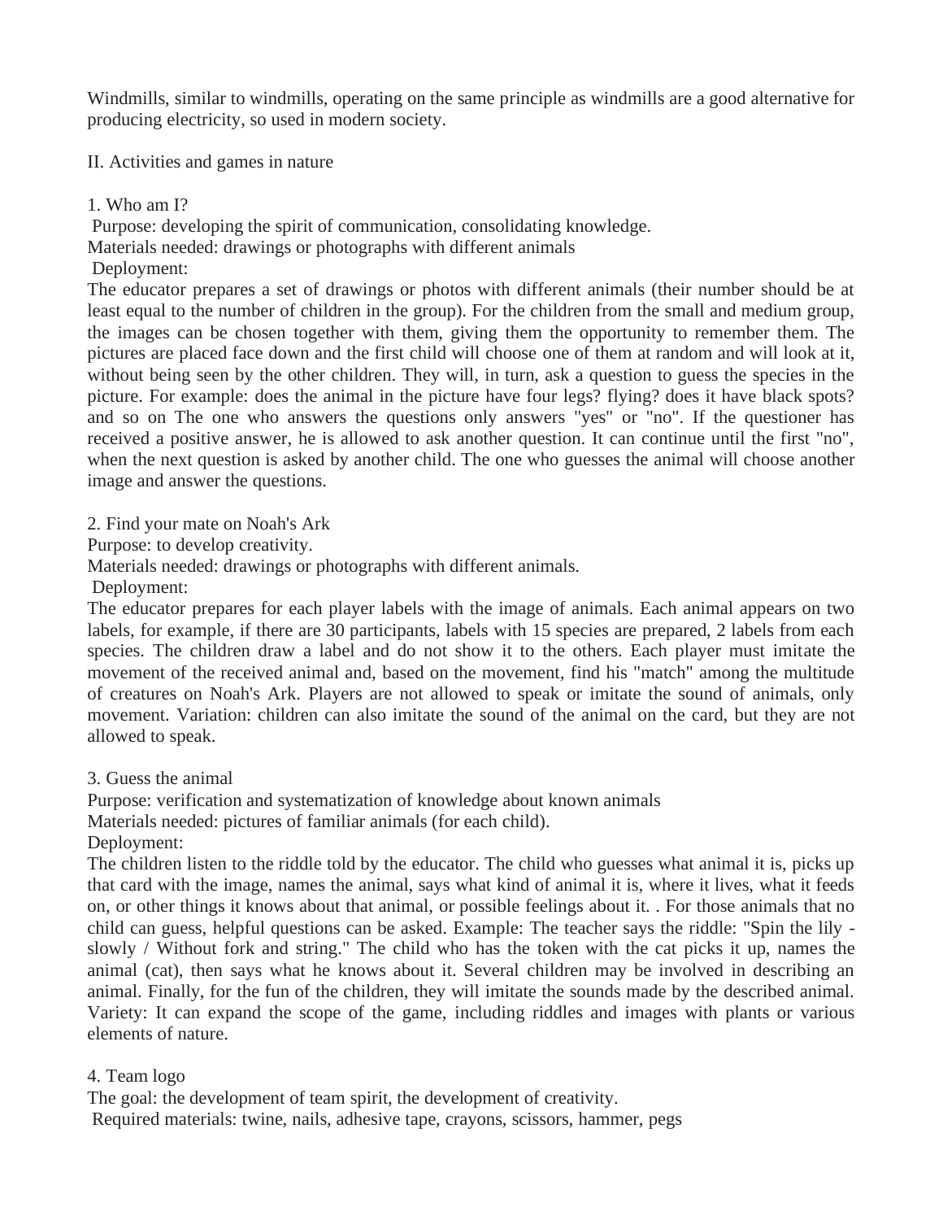Windmills, similar to windmills, operating on the same principle as windmills are a good alternative for producing electricity, so used in modern society.

## II. Activities and games in nature

### 1. Who am I?

Purpose: developing the spirit of communication, consolidating knowledge.
Materials needed: drawings or photographs with different animals
Deployment:
The educator prepares a set of drawings or photos with different animals (their number should be at least equal to the number of children in the group). For the children from the small and medium group, the images can be chosen together with them, giving them the opportunity to remember them. The pictures are placed face down and the first child will choose one of them at random and will look at it, without being seen by the other children. They will, in turn, ask a question to guess the species in the picture. For example: does the animal in the picture have four legs? flying? does it have black spots? and so on The one who answers the questions only answers "yes" or "no". If the questioner has received a positive answer, he is allowed to ask another question. It can continue until the first "no", when the next question is asked by another child. The one who guesses the animal will choose another image and answer the questions.

### 2. Find your mate on Noah's Ark

Purpose: to develop creativity.
Materials needed: drawings or photographs with different animals.
Deployment:
The educator prepares for each player labels with the image of animals. Each animal appears on two labels, for example, if there are 30 participants, labels with 15 species are prepared, 2 labels from each species. The children draw a label and do not show it to the others. Each player must imitate the movement of the received animal and, based on the movement, find his "match" among the multitude of creatures on Noah's Ark. Players are not allowed to speak or imitate the sound of animals, only movement. Variation: children can also imitate the sound of the animal on the card, but they are not allowed to speak.

### 3. Guess the animal

Purpose: verification and systematization of knowledge about known animals
Materials needed: pictures of familiar animals (for each child).
Deployment:
The children listen to the riddle told by the educator. The child who guesses what animal it is, picks up that card with the image, names the animal, says what kind of animal it is, where it lives, what it feeds on, or other things it knows about that animal, or possible feelings about it. . For those animals that no child can guess, helpful questions can be asked. Example: The teacher says the riddle: "Spin the lily - slowly / Without fork and string." The child who has the token with the cat picks it up, names the animal (cat), then says what he knows about it. Several children may be involved in describing an animal. Finally, for the fun of the children, they will imitate the sounds made by the described animal. Variety: It can expand the scope of the game, including riddles and images with plants or various elements of nature.

### 4. Team logo

The goal: the development of team spirit, the development of creativity.
Required materials: twine, nails, adhesive tape, crayons, scissors, hammer, pegs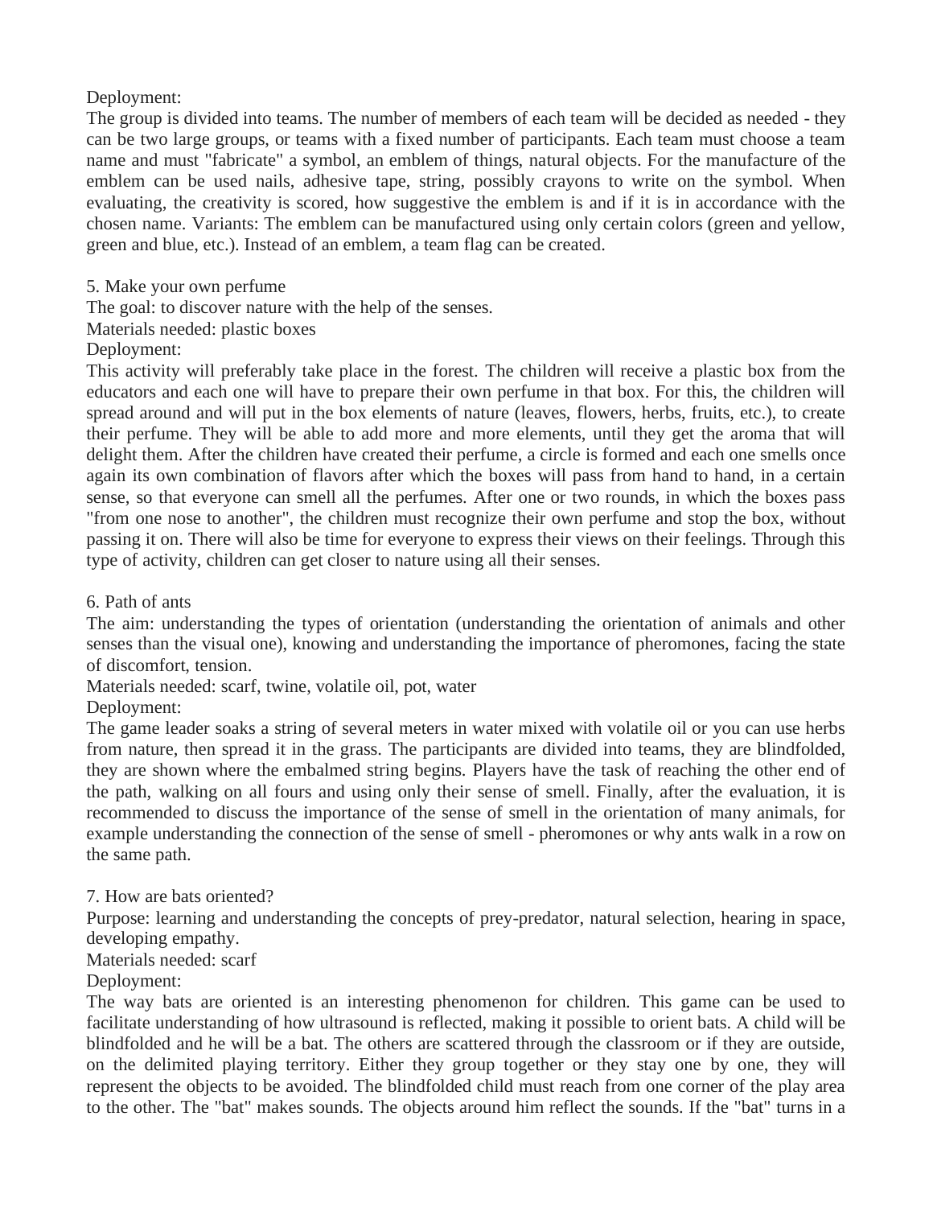Deployment:

The group is divided into teams. The number of members of each team will be decided as needed - they can be two large groups, or teams with a fixed number of participants. Each team must choose a team name and must "fabricate" a symbol, an emblem of things, natural objects. For the manufacture of the emblem can be used nails, adhesive tape, string, possibly crayons to write on the symbol. When evaluating, the creativity is scored, how suggestive the emblem is and if it is in accordance with the chosen name. Variants: The emblem can be manufactured using only certain colors (green and yellow, green and blue, etc.). Instead of an emblem, a team flag can be created.

5. Make your own perfume

The goal: to discover nature with the help of the senses.

Materials needed: plastic boxes

Deployment:

This activity will preferably take place in the forest. The children will receive a plastic box from the educators and each one will have to prepare their own perfume in that box. For this, the children will spread around and will put in the box elements of nature (leaves, flowers, herbs, fruits, etc.), to create their perfume. They will be able to add more and more elements, until they get the aroma that will delight them. After the children have created their perfume, a circle is formed and each one smells once again its own combination of flavors after which the boxes will pass from hand to hand, in a certain sense, so that everyone can smell all the perfumes. After one or two rounds, in which the boxes pass "from one nose to another", the children must recognize their own perfume and stop the box, without passing it on. There will also be time for everyone to express their views on their feelings. Through this type of activity, children can get closer to nature using all their senses.

6. Path of ants

The aim: understanding the types of orientation (understanding the orientation of animals and other senses than the visual one), knowing and understanding the importance of pheromones, facing the state of discomfort, tension.

Materials needed: scarf, twine, volatile oil, pot, water

Deployment:

The game leader soaks a string of several meters in water mixed with volatile oil or you can use herbs from nature, then spread it in the grass. The participants are divided into teams, they are blindfolded, they are shown where the embalmed string begins. Players have the task of reaching the other end of the path, walking on all fours and using only their sense of smell. Finally, after the evaluation, it is recommended to discuss the importance of the sense of smell in the orientation of many animals, for example understanding the connection of the sense of smell - pheromones or why ants walk in a row on the same path.

7. How are bats oriented?

Purpose: learning and understanding the concepts of prey-predator, natural selection, hearing in space, developing empathy.

Materials needed: scarf

Deployment:

The way bats are oriented is an interesting phenomenon for children. This game can be used to facilitate understanding of how ultrasound is reflected, making it possible to orient bats. A child will be blindfolded and he will be a bat. The others are scattered through the classroom or if they are outside, on the delimited playing territory. Either they group together or they stay one by one, they will represent the objects to be avoided. The blindfolded child must reach from one corner of the play area to the other. The "bat" makes sounds. The objects around him reflect the sounds. If the "bat" turns in a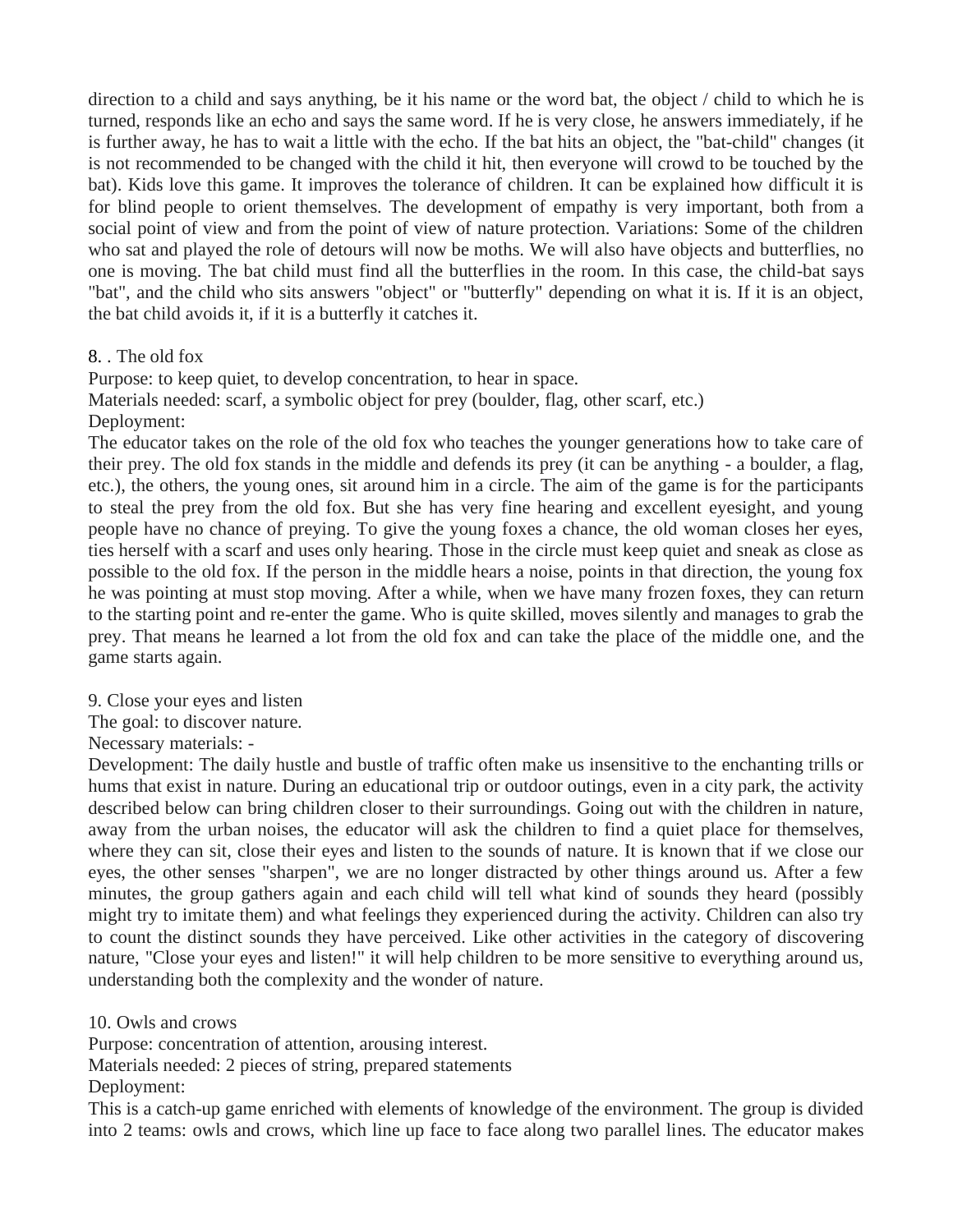direction to a child and says anything, be it his name or the word bat, the object / child to which he is turned, responds like an echo and says the same word. If he is very close, he answers immediately, if he is further away, he has to wait a little with the echo. If the bat hits an object, the "bat-child" changes (it is not recommended to be changed with the child it hit, then everyone will crowd to be touched by the bat). Kids love this game. It improves the tolerance of children. It can be explained how difficult it is for blind people to orient themselves. The development of empathy is very important, both from a social point of view and from the point of view of nature protection. Variations: Some of the children who sat and played the role of detours will now be moths. We will also have objects and butterflies, no one is moving. The bat child must find all the butterflies in the room. In this case, the child-bat says "bat", and the child who sits answers "object" or "butterfly" depending on what it is. If it is an object, the bat child avoids it, if it is a butterfly it catches it.

8. . The old fox

Purpose: to keep quiet, to develop concentration, to hear in space.

Materials needed: scarf, a symbolic object for prey (boulder, flag, other scarf, etc.)

Deployment:

The educator takes on the role of the old fox who teaches the younger generations how to take care of their prey. The old fox stands in the middle and defends its prey (it can be anything - a boulder, a flag, etc.), the others, the young ones, sit around him in a circle. The aim of the game is for the participants to steal the prey from the old fox. But she has very fine hearing and excellent eyesight, and young people have no chance of preying. To give the young foxes a chance, the old woman closes her eyes, ties herself with a scarf and uses only hearing. Those in the circle must keep quiet and sneak as close as possible to the old fox. If the person in the middle hears a noise, points in that direction, the young fox he was pointing at must stop moving. After a while, when we have many frozen foxes, they can return to the starting point and re-enter the game. Who is quite skilled, moves silently and manages to grab the prey. That means he learned a lot from the old fox and can take the place of the middle one, and the game starts again.

9. Close your eyes and listen

The goal: to discover nature.

Necessary materials: -

Development: The daily hustle and bustle of traffic often make us insensitive to the enchanting trills or hums that exist in nature. During an educational trip or outdoor outings, even in a city park, the activity described below can bring children closer to their surroundings. Going out with the children in nature, away from the urban noises, the educator will ask the children to find a quiet place for themselves, where they can sit, close their eyes and listen to the sounds of nature. It is known that if we close our eyes, the other senses "sharpen", we are no longer distracted by other things around us. After a few minutes, the group gathers again and each child will tell what kind of sounds they heard (possibly might try to imitate them) and what feelings they experienced during the activity. Children can also try to count the distinct sounds they have perceived. Like other activities in the category of discovering nature, "Close your eyes and listen!" it will help children to be more sensitive to everything around us, understanding both the complexity and the wonder of nature.

10. Owls and crows

Purpose: concentration of attention, arousing interest.

Materials needed: 2 pieces of string, prepared statements

Deployment:

This is a catch-up game enriched with elements of knowledge of the environment. The group is divided into 2 teams: owls and crows, which line up face to face along two parallel lines. The educator makes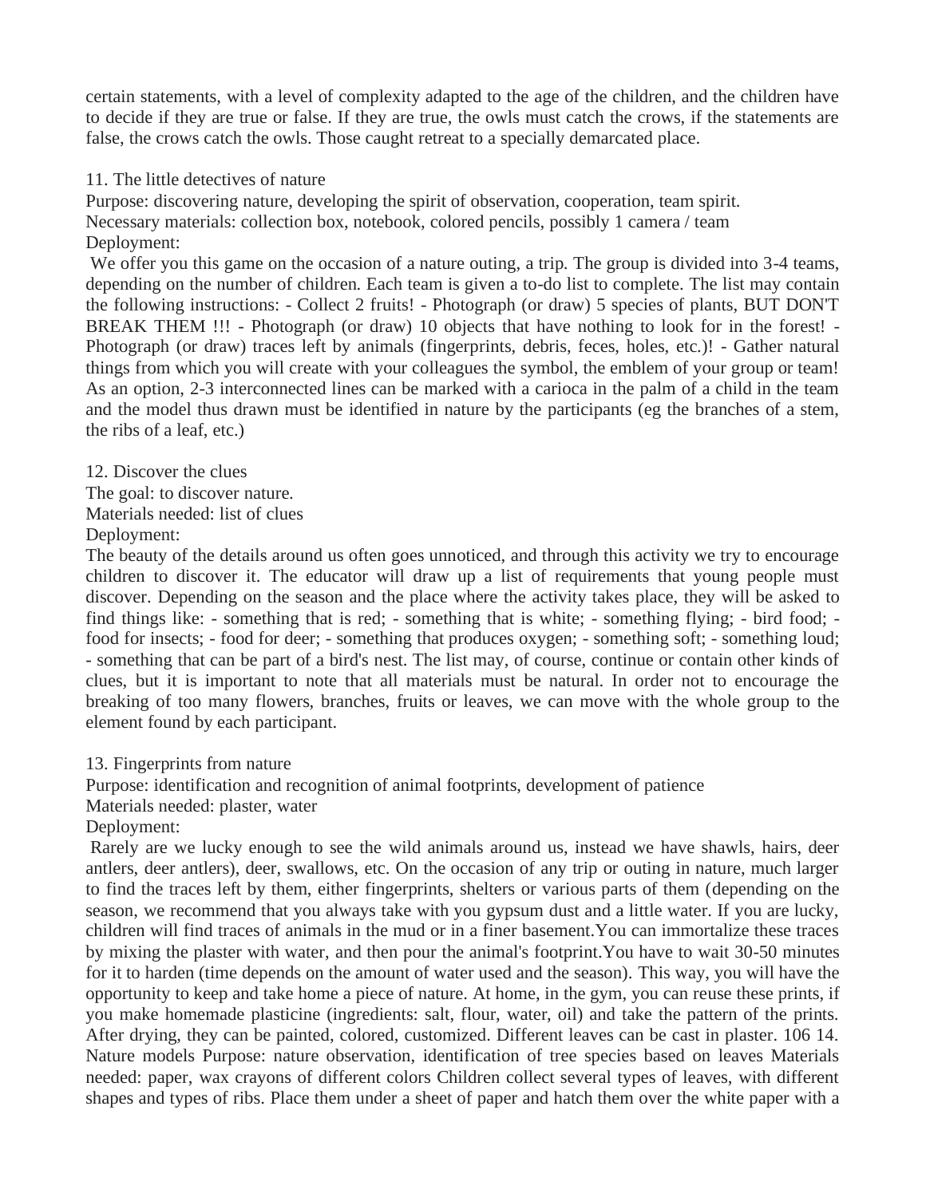certain statements, with a level of complexity adapted to the age of the children, and the children have to decide if they are true or false. If they are true, the owls must catch the crows, if the statements are false, the crows catch the owls. Those caught retreat to a specially demarcated place.

11. The little detectives of nature

Purpose: discovering nature, developing the spirit of observation, cooperation, team spirit.

Necessary materials: collection box, notebook, colored pencils, possibly 1 camera / team

Deployment:

We offer you this game on the occasion of a nature outing, a trip. The group is divided into 3-4 teams, depending on the number of children. Each team is given a to-do list to complete. The list may contain the following instructions: - Collect 2 fruits! - Photograph (or draw) 5 species of plants, BUT DON'T BREAK THEM !!! - Photograph (or draw) 10 objects that have nothing to look for in the forest! - Photograph (or draw) traces left by animals (fingerprints, debris, feces, holes, etc.)! - Gather natural things from which you will create with your colleagues the symbol, the emblem of your group or team! As an option, 2-3 interconnected lines can be marked with a carioca in the palm of a child in the team and the model thus drawn must be identified in nature by the participants (eg the branches of a stem, the ribs of a leaf, etc.)

12. Discover the clues

The goal: to discover nature.

Materials needed: list of clues

Deployment:

The beauty of the details around us often goes unnoticed, and through this activity we try to encourage children to discover it. The educator will draw up a list of requirements that young people must discover. Depending on the season and the place where the activity takes place, they will be asked to find things like: - something that is red; - something that is white; - something flying; - bird food; - food for insects; - food for deer; - something that produces oxygen; - something soft; - something loud; - something that can be part of a bird's nest. The list may, of course, continue or contain other kinds of clues, but it is important to note that all materials must be natural. In order not to encourage the breaking of too many flowers, branches, fruits or leaves, we can move with the whole group to the element found by each participant.

13. Fingerprints from nature

Purpose: identification and recognition of animal footprints, development of patience

Materials needed: plaster, water

Deployment:

Rarely are we lucky enough to see the wild animals around us, instead we have shawls, hairs, deer antlers, deer antlers), deer, swallows, etc. On the occasion of any trip or outing in nature, much larger to find the traces left by them, either fingerprints, shelters or various parts of them (depending on the season, we recommend that you always take with you gypsum dust and a little water. If you are lucky, children will find traces of animals in the mud or in a finer basement.You can immortalize these traces by mixing the plaster with water, and then pour the animal's footprint.You have to wait 30-50 minutes for it to harden (time depends on the amount of water used and the season). This way, you will have the opportunity to keep and take home a piece of nature. At home, in the gym, you can reuse these prints, if you make homemade plasticine (ingredients: salt, flour, water, oil) and take the pattern of the prints. After drying, they can be painted, colored, customized. Different leaves can be cast in plaster. 106 14. Nature models Purpose: nature observation, identification of tree species based on leaves Materials needed: paper, wax crayons of different colors Children collect several types of leaves, with different shapes and types of ribs. Place them under a sheet of paper and hatch them over the white paper with a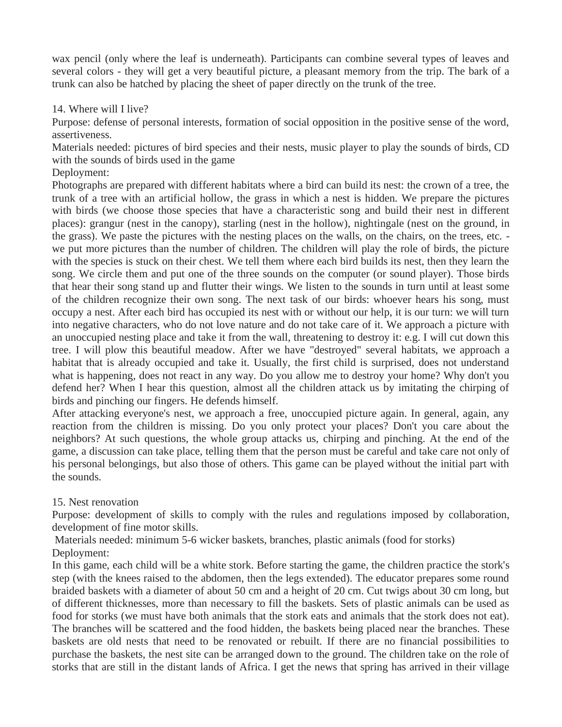wax pencil (only where the leaf is underneath). Participants can combine several types of leaves and several colors - they will get a very beautiful picture, a pleasant memory from the trip. The bark of a trunk can also be hatched by placing the sheet of paper directly on the trunk of the tree.

14. Where will I live?

Purpose: defense of personal interests, formation of social opposition in the positive sense of the word, assertiveness.

Materials needed: pictures of bird species and their nests, music player to play the sounds of birds, CD with the sounds of birds used in the game

Deployment:

Photographs are prepared with different habitats where a bird can build its nest: the crown of a tree, the trunk of a tree with an artificial hollow, the grass in which a nest is hidden. We prepare the pictures with birds (we choose those species that have a characteristic song and build their nest in different places): grangur (nest in the canopy), starling (nest in the hollow), nightingale (nest on the ground, in the grass). We paste the pictures with the nesting places on the walls, on the chairs, on the trees, etc. - we put more pictures than the number of children. The children will play the role of birds, the picture with the species is stuck on their chest. We tell them where each bird builds its nest, then they learn the song. We circle them and put one of the three sounds on the computer (or sound player). Those birds that hear their song stand up and flutter their wings. We listen to the sounds in turn until at least some of the children recognize their own song. The next task of our birds: whoever hears his song, must occupy a nest. After each bird has occupied its nest with or without our help, it is our turn: we will turn into negative characters, who do not love nature and do not take care of it. We approach a picture with an unoccupied nesting place and take it from the wall, threatening to destroy it: e.g. I will cut down this tree. I will plow this beautiful meadow. After we have "destroyed" several habitats, we approach a habitat that is already occupied and take it. Usually, the first child is surprised, does not understand what is happening, does not react in any way. Do you allow me to destroy your home? Why don't you defend her? When I hear this question, almost all the children attack us by imitating the chirping of birds and pinching our fingers. He defends himself.

After attacking everyone's nest, we approach a free, unoccupied picture again. In general, again, any reaction from the children is missing. Do you only protect your places? Don't you care about the neighbors? At such questions, the whole group attacks us, chirping and pinching. At the end of the game, a discussion can take place, telling them that the person must be careful and take care not only of his personal belongings, but also those of others. This game can be played without the initial part with the sounds.

15. Nest renovation

Purpose: development of skills to comply with the rules and regulations imposed by collaboration, development of fine motor skills.

Materials needed: minimum 5-6 wicker baskets, branches, plastic animals (food for storks)

Deployment:

In this game, each child will be a white stork. Before starting the game, the children practice the stork's step (with the knees raised to the abdomen, then the legs extended). The educator prepares some round braided baskets with a diameter of about 50 cm and a height of 20 cm. Cut twigs about 30 cm long, but of different thicknesses, more than necessary to fill the baskets. Sets of plastic animals can be used as food for storks (we must have both animals that the stork eats and animals that the stork does not eat). The branches will be scattered and the food hidden, the baskets being placed near the branches. These baskets are old nests that need to be renovated or rebuilt. If there are no financial possibilities to purchase the baskets, the nest site can be arranged down to the ground. The children take on the role of storks that are still in the distant lands of Africa. I get the news that spring has arrived in their village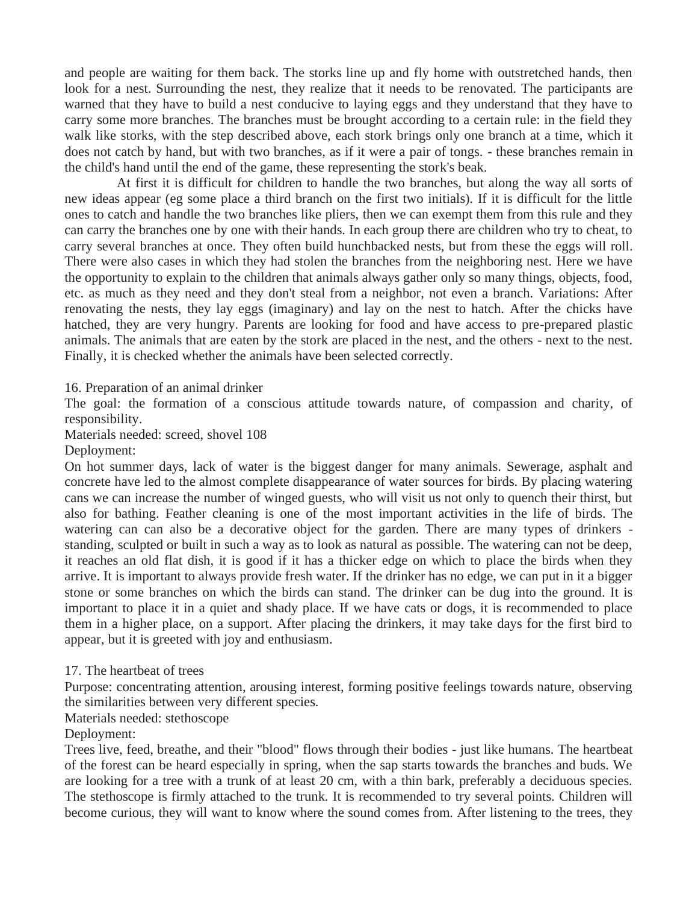and people are waiting for them back. The storks line up and fly home with outstretched hands, then look for a nest. Surrounding the nest, they realize that it needs to be renovated. The participants are warned that they have to build a nest conducive to laying eggs and they understand that they have to carry some more branches. The branches must be brought according to a certain rule: in the field they walk like storks, with the step described above, each stork brings only one branch at a time, which it does not catch by hand, but with two branches, as if it were a pair of tongs. - these branches remain in the child's hand until the end of the game, these representing the stork's beak.

At first it is difficult for children to handle the two branches, but along the way all sorts of new ideas appear (eg some place a third branch on the first two initials). If it is difficult for the little ones to catch and handle the two branches like pliers, then we can exempt them from this rule and they can carry the branches one by one with their hands. In each group there are children who try to cheat, to carry several branches at once. They often build hunchbacked nests, but from these the eggs will roll. There were also cases in which they had stolen the branches from the neighboring nest. Here we have the opportunity to explain to the children that animals always gather only so many things, objects, food, etc. as much as they need and they don't steal from a neighbor, not even a branch. Variations: After renovating the nests, they lay eggs (imaginary) and lay on the nest to hatch. After the chicks have hatched, they are very hungry. Parents are looking for food and have access to pre-prepared plastic animals. The animals that are eaten by the stork are placed in the nest, and the others - next to the nest. Finally, it is checked whether the animals have been selected correctly.

16. Preparation of an animal drinker

The goal: the formation of a conscious attitude towards nature, of compassion and charity, of responsibility.

Materials needed: screed, shovel 108

Deployment:

On hot summer days, lack of water is the biggest danger for many animals. Sewerage, asphalt and concrete have led to the almost complete disappearance of water sources for birds. By placing watering cans we can increase the number of winged guests, who will visit us not only to quench their thirst, but also for bathing. Feather cleaning is one of the most important activities in the life of birds. The watering can can also be a decorative object for the garden. There are many types of drinkers - standing, sculpted or built in such a way as to look as natural as possible. The watering can not be deep, it reaches an old flat dish, it is good if it has a thicker edge on which to place the birds when they arrive. It is important to always provide fresh water. If the drinker has no edge, we can put in it a bigger stone or some branches on which the birds can stand. The drinker can be dug into the ground. It is important to place it in a quiet and shady place. If we have cats or dogs, it is recommended to place them in a higher place, on a support. After placing the drinkers, it may take days for the first bird to appear, but it is greeted with joy and enthusiasm.

17. The heartbeat of trees

Purpose: concentrating attention, arousing interest, forming positive feelings towards nature, observing the similarities between very different species.

Materials needed: stethoscope

Deployment:

Trees live, feed, breathe, and their "blood" flows through their bodies - just like humans. The heartbeat of the forest can be heard especially in spring, when the sap starts towards the branches and buds. We are looking for a tree with a trunk of at least 20 cm, with a thin bark, preferably a deciduous species. The stethoscope is firmly attached to the trunk. It is recommended to try several points. Children will become curious, they will want to know where the sound comes from. After listening to the trees, they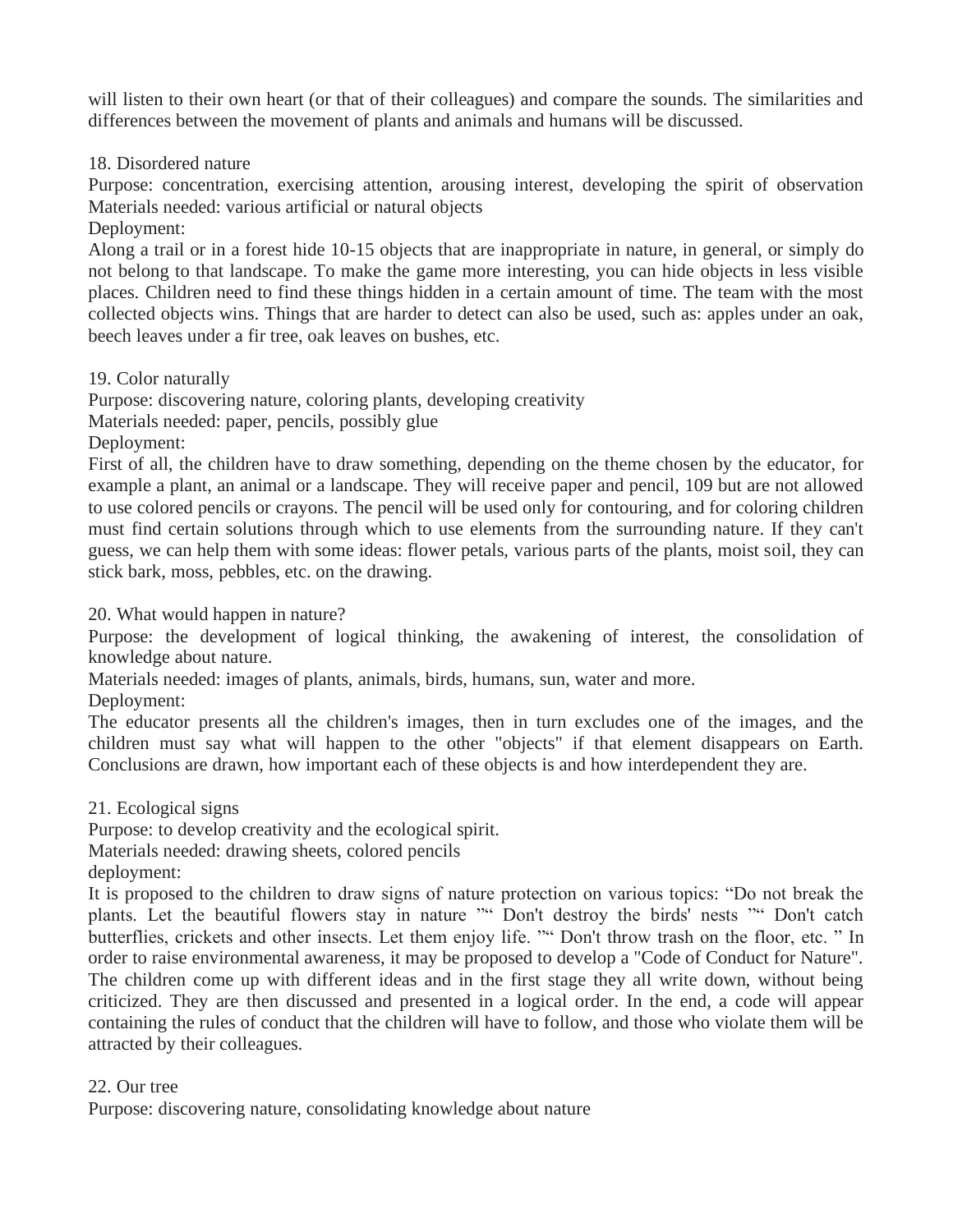will listen to their own heart (or that of their colleagues) and compare the sounds. The similarities and differences between the movement of plants and animals and humans will be discussed.

18. Disordered nature

Purpose: concentration, exercising attention, arousing interest, developing the spirit of observation

Materials needed: various artificial or natural objects

Deployment:

Along a trail or in a forest hide 10-15 objects that are inappropriate in nature, in general, or simply do not belong to that landscape. To make the game more interesting, you can hide objects in less visible places. Children need to find these things hidden in a certain amount of time. The team with the most collected objects wins. Things that are harder to detect can also be used, such as: apples under an oak, beech leaves under a fir tree, oak leaves on bushes, etc.

19. Color naturally

Purpose: discovering nature, coloring plants, developing creativity

Materials needed: paper, pencils, possibly glue

Deployment:

First of all, the children have to draw something, depending on the theme chosen by the educator, for example a plant, an animal or a landscape. They will receive paper and pencil, 109 but are not allowed to use colored pencils or crayons. The pencil will be used only for contouring, and for coloring children must find certain solutions through which to use elements from the surrounding nature. If they can't guess, we can help them with some ideas: flower petals, various parts of the plants, moist soil, they can stick bark, moss, pebbles, etc. on the drawing.

20. What would happen in nature?

Purpose: the development of logical thinking, the awakening of interest, the consolidation of knowledge about nature.

Materials needed: images of plants, animals, birds, humans, sun, water and more.

Deployment:

The educator presents all the children's images, then in turn excludes one of the images, and the children must say what will happen to the other "objects" if that element disappears on Earth. Conclusions are drawn, how important each of these objects is and how interdependent they are.

21. Ecological signs

Purpose: to develop creativity and the ecological spirit.

Materials needed: drawing sheets, colored pencils

deployment:

It is proposed to the children to draw signs of nature protection on various topics: “Do not break the plants. Let the beautiful flowers stay in nature ”“ Don't destroy the birds' nests ”“ Don't catch butterflies, crickets and other insects. Let them enjoy life. ”“ Don't throw trash on the floor, etc. ” In order to raise environmental awareness, it may be proposed to develop a "Code of Conduct for Nature". The children come up with different ideas and in the first stage they all write down, without being criticized. They are then discussed and presented in a logical order. In the end, a code will appear containing the rules of conduct that the children will have to follow, and those who violate them will be attracted by their colleagues.

22. Our tree

Purpose: discovering nature, consolidating knowledge about nature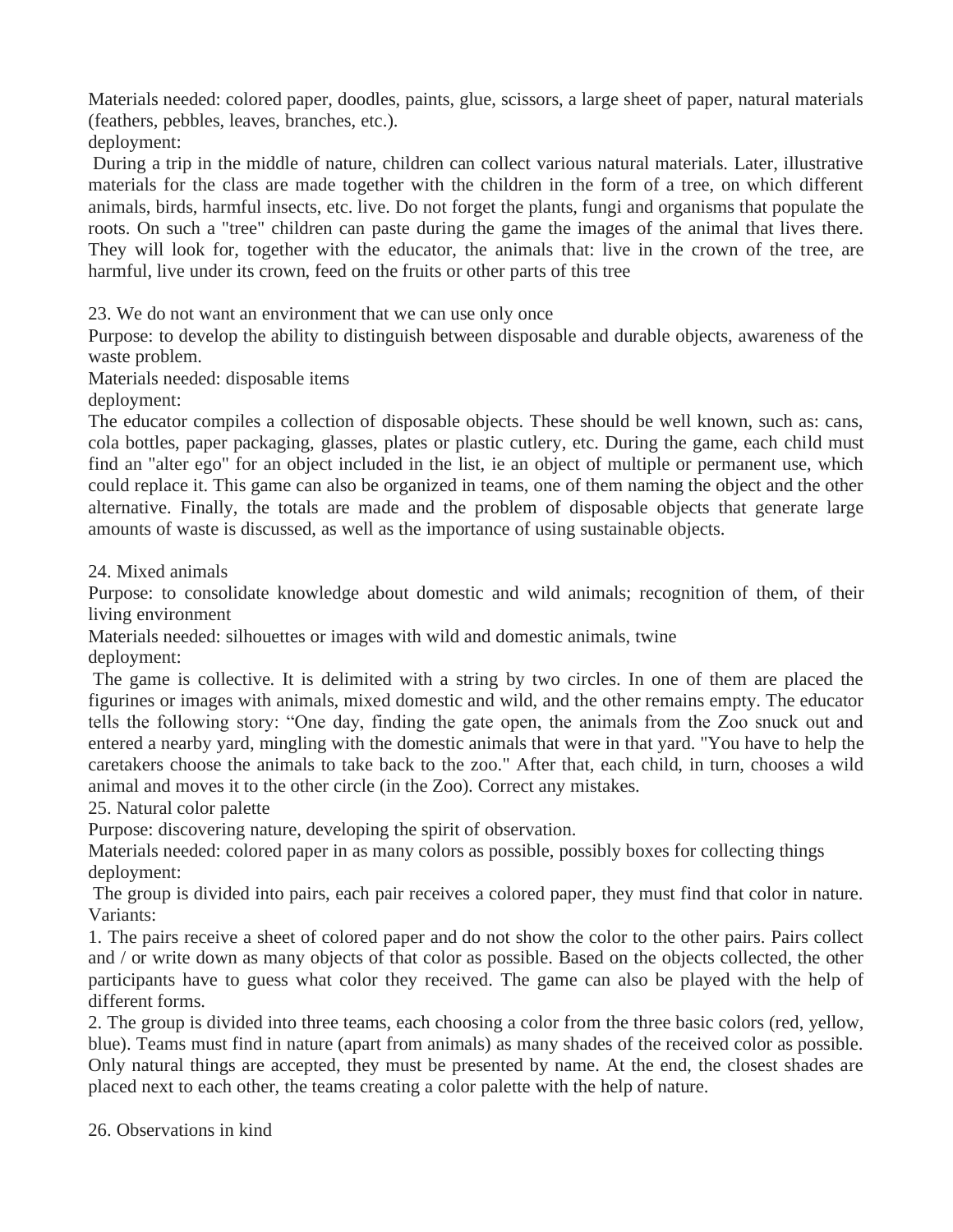Materials needed: colored paper, doodles, paints, glue, scissors, a large sheet of paper, natural materials (feathers, pebbles, leaves, branches, etc.).

deployment:

During a trip in the middle of nature, children can collect various natural materials. Later, illustrative materials for the class are made together with the children in the form of a tree, on which different animals, birds, harmful insects, etc. live. Do not forget the plants, fungi and organisms that populate the roots. On such a "tree" children can paste during the game the images of the animal that lives there. They will look for, together with the educator, the animals that: live in the crown of the tree, are harmful, live under its crown, feed on the fruits or other parts of this tree

23. We do not want an environment that we can use only once

Purpose: to develop the ability to distinguish between disposable and durable objects, awareness of the waste problem.

Materials needed: disposable items

deployment:

The educator compiles a collection of disposable objects. These should be well known, such as: cans, cola bottles, paper packaging, glasses, plates or plastic cutlery, etc. During the game, each child must find an "alter ego" for an object included in the list, ie an object of multiple or permanent use, which could replace it. This game can also be organized in teams, one of them naming the object and the other alternative. Finally, the totals are made and the problem of disposable objects that generate large amounts of waste is discussed, as well as the importance of using sustainable objects.

24. Mixed animals

Purpose: to consolidate knowledge about domestic and wild animals; recognition of them, of their living environment

Materials needed: silhouettes or images with wild and domestic animals, twine

deployment:

The game is collective. It is delimited with a string by two circles. In one of them are placed the figurines or images with animals, mixed domestic and wild, and the other remains empty. The educator tells the following story: "One day, finding the gate open, the animals from the Zoo snuck out and entered a nearby yard, mingling with the domestic animals that were in that yard. "You have to help the caretakers choose the animals to take back to the zoo." After that, each child, in turn, chooses a wild animal and moves it to the other circle (in the Zoo). Correct any mistakes.

25. Natural color palette

Purpose: discovering nature, developing the spirit of observation.

Materials needed: colored paper in as many colors as possible, possibly boxes for collecting things

deployment:

The group is divided into pairs, each pair receives a colored paper, they must find that color in nature.

Variants:

1. The pairs receive a sheet of colored paper and do not show the color to the other pairs. Pairs collect and / or write down as many objects of that color as possible. Based on the objects collected, the other participants have to guess what color they received. The game can also be played with the help of different forms.
2. The group is divided into three teams, each choosing a color from the three basic colors (red, yellow, blue). Teams must find in nature (apart from animals) as many shades of the received color as possible. Only natural things are accepted, they must be presented by name. At the end, the closest shades are placed next to each other, the teams creating a color palette with the help of nature.

26. Observations in kind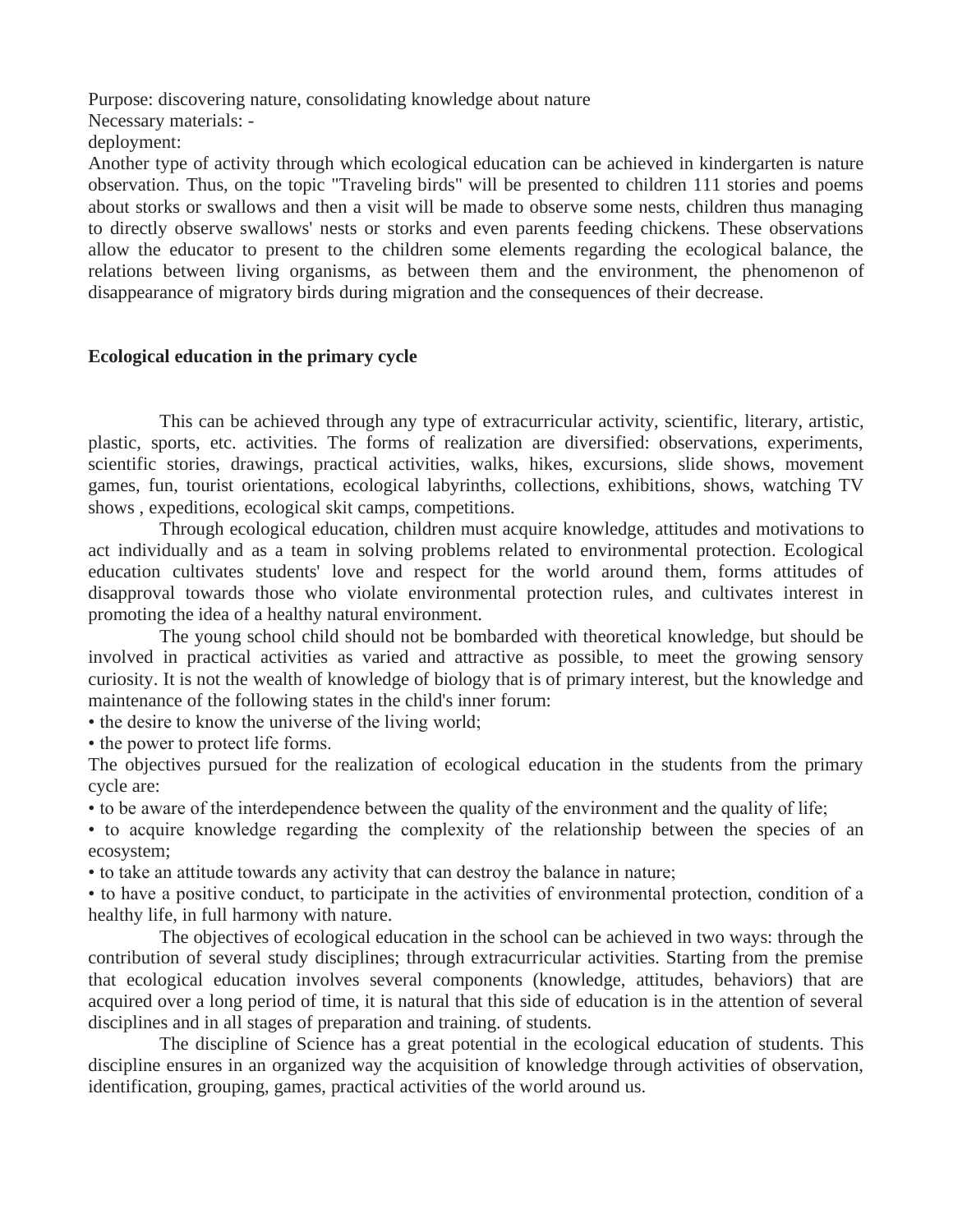Purpose: discovering nature, consolidating knowledge about nature
Necessary materials: -
deployment:
Another type of activity through which ecological education can be achieved in kindergarten is nature observation. Thus, on the topic "Traveling birds" will be presented to children 111 stories and poems about storks or swallows and then a visit will be made to observe some nests, children thus managing to directly observe swallows' nests or storks and even parents feeding chickens. These observations allow the educator to present to the children some elements regarding the ecological balance, the relations between living organisms, as between them and the environment, the phenomenon of disappearance of migratory birds during migration and the consequences of their decrease.

**Ecological education in the primary cycle**

This can be achieved through any type of extracurricular activity, scientific, literary, artistic, plastic, sports, etc. activities. The forms of realization are diversified: observations, experiments, scientific stories, drawings, practical activities, walks, hikes, excursions, slide shows, movement games, fun, tourist orientations, ecological labyrinths, collections, exhibitions, shows, watching TV shows , expeditions, ecological skit camps, competitions.

Through ecological education, children must acquire knowledge, attitudes and motivations to act individually and as a team in solving problems related to environmental protection. Ecological education cultivates students' love and respect for the world around them, forms attitudes of disapproval towards those who violate environmental protection rules, and cultivates interest in promoting the idea of a healthy natural environment.

The young school child should not be bombarded with theoretical knowledge, but should be involved in practical activities as varied and attractive as possible, to meet the growing sensory curiosity. It is not the wealth of knowledge of biology that is of primary interest, but the knowledge and maintenance of the following states in the child's inner forum:

• the desire to know the universe of the living world;
• the power to protect life forms.

The objectives pursued for the realization of ecological education in the students from the primary cycle are:

• to be aware of the interdependence between the quality of the environment and the quality of life;
• to acquire knowledge regarding the complexity of the relationship between the species of an ecosystem;
• to take an attitude towards any activity that can destroy the balance in nature;
• to have a positive conduct, to participate in the activities of environmental protection, condition of a healthy life, in full harmony with nature.

The objectives of ecological education in the school can be achieved in two ways: through the contribution of several study disciplines; through extracurricular activities. Starting from the premise that ecological education involves several components (knowledge, attitudes, behaviors) that are acquired over a long period of time, it is natural that this side of education is in the attention of several disciplines and in all stages of preparation and training. of students.

The discipline of Science has a great potential in the ecological education of students. This discipline ensures in an organized way the acquisition of knowledge through activities of observation, identification, grouping, games, practical activities of the world around us.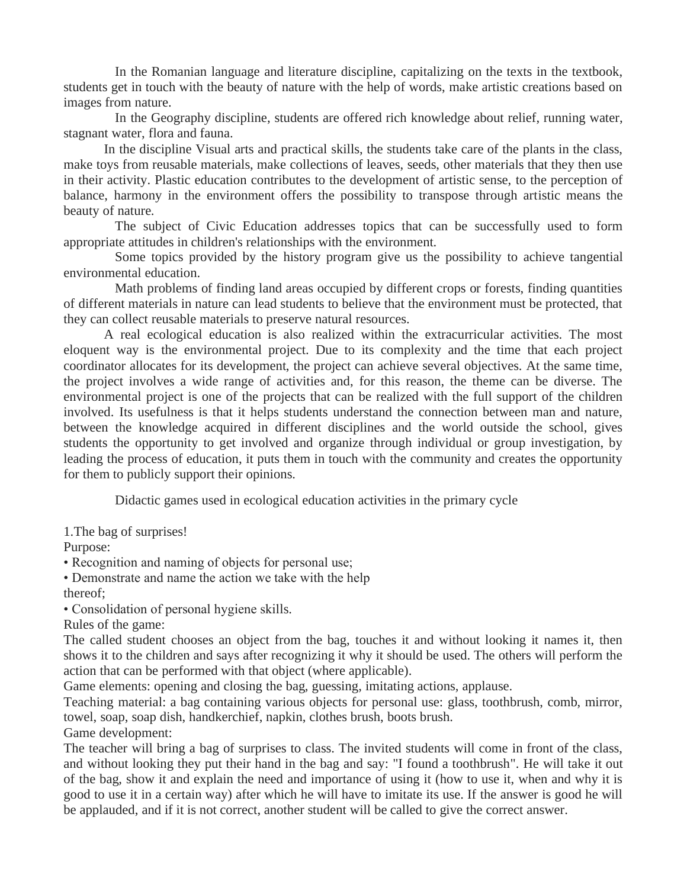In the Romanian language and literature discipline, capitalizing on the texts in the textbook, students get in touch with the beauty of nature with the help of words, make artistic creations based on images from nature.

In the Geography discipline, students are offered rich knowledge about relief, running water, stagnant water, flora and fauna.

In the discipline Visual arts and practical skills, the students take care of the plants in the class, make toys from reusable materials, make collections of leaves, seeds, other materials that they then use in their activity. Plastic education contributes to the development of artistic sense, to the perception of balance, harmony in the environment offers the possibility to transpose through artistic means the beauty of nature.

The subject of Civic Education addresses topics that can be successfully used to form appropriate attitudes in children's relationships with the environment.

Some topics provided by the history program give us the possibility to achieve tangential environmental education.

Math problems of finding land areas occupied by different crops or forests, finding quantities of different materials in nature can lead students to believe that the environment must be protected, that they can collect reusable materials to preserve natural resources.

A real ecological education is also realized within the extracurricular activities. The most eloquent way is the environmental project. Due to its complexity and the time that each project coordinator allocates for its development, the project can achieve several objectives. At the same time, the project involves a wide range of activities and, for this reason, the theme can be diverse. The environmental project is one of the projects that can be realized with the full support of the children involved. Its usefulness is that it helps students understand the connection between man and nature, between the knowledge acquired in different disciplines and the world outside the school, gives students the opportunity to get involved and organize through individual or group investigation, by leading the process of education, it puts them in touch with the community and creates the opportunity for them to publicly support their opinions.

## Didactic games used in ecological education activities in the primary cycle

1.The bag of surprises!

Purpose:

- Recognition and naming of objects for personal use;
- Demonstrate and name the action we take with the help thereof;
- Consolidation of personal hygiene skills.

Rules of the game:

The called student chooses an object from the bag, touches it and without looking it names it, then shows it to the children and says after recognizing it why it should be used. The others will perform the action that can be performed with that object (where applicable).

Game elements: opening and closing the bag, guessing, imitating actions, applause.

Teaching material: a bag containing various objects for personal use: glass, toothbrush, comb, mirror, towel, soap, soap dish, handkerchief, napkin, clothes brush, boots brush.

Game development:

The teacher will bring a bag of surprises to class. The invited students will come in front of the class, and without looking they put their hand in the bag and say: "I found a toothbrush". He will take it out of the bag, show it and explain the need and importance of using it (how to use it, when and why it is good to use it in a certain way) after which he will have to imitate its use. If the answer is good he will be applauded, and if it is not correct, another student will be called to give the correct answer.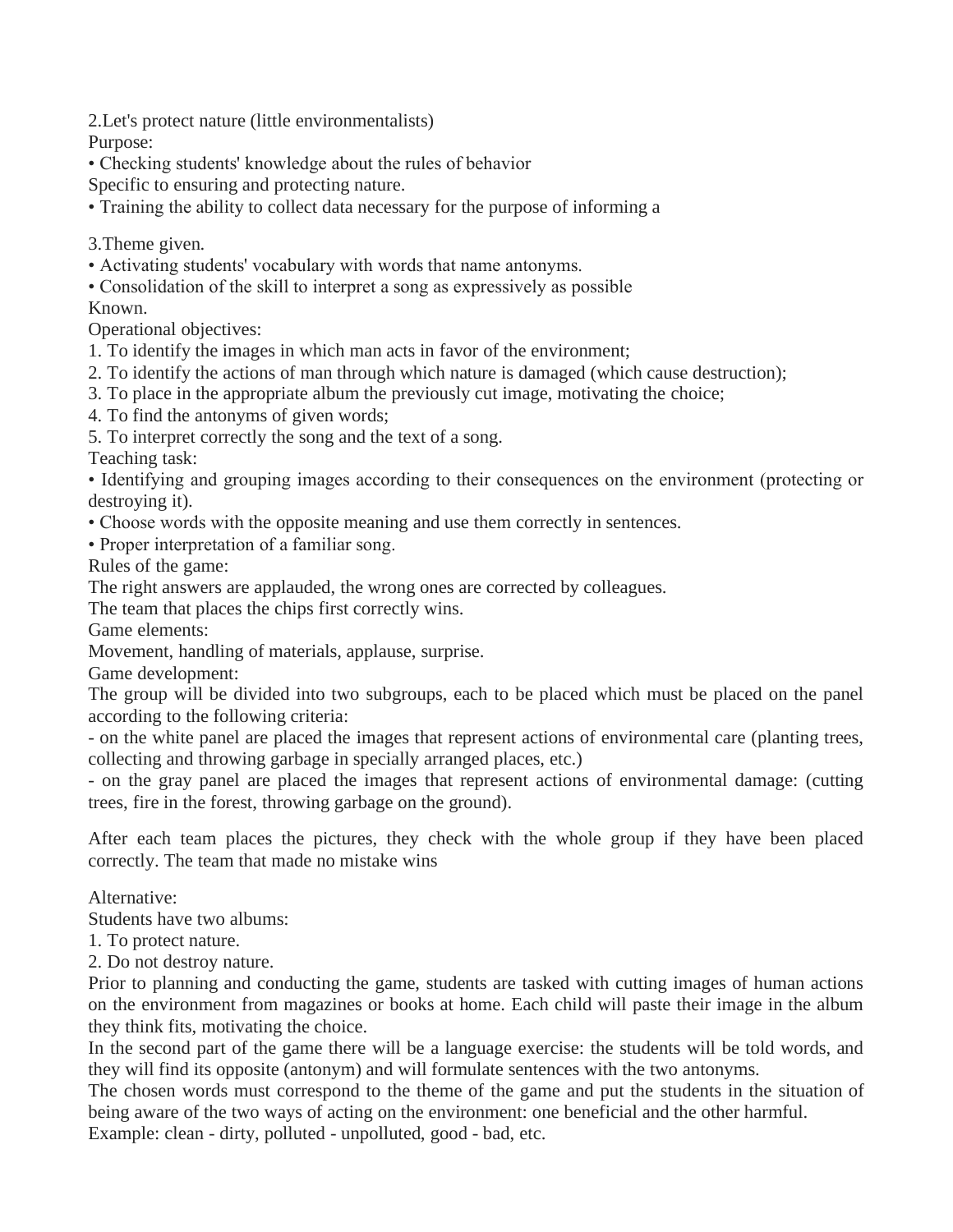2.Let's protect nature (little environmentalists)

Purpose:

• Checking students' knowledge about the rules of behavior

Specific to ensuring and protecting nature.

• Training the ability to collect data necessary for the purpose of informing a

3.Theme given.

• Activating students' vocabulary with words that name antonyms.

• Consolidation of the skill to interpret a song as expressively as possible

Known.

Operational objectives:

1. To identify the images in which man acts in favor of the environment;
2. To identify the actions of man through which nature is damaged (which cause destruction);
3. To place in the appropriate album the previously cut image, motivating the choice;
4. To find the antonyms of given words;
5. To interpret correctly the song and the text of a song.

Teaching task:

• Identifying and grouping images according to their consequences on the environment (protecting or destroying it).

• Choose words with the opposite meaning and use them correctly in sentences.

• Proper interpretation of a familiar song.

Rules of the game:

The right answers are applauded, the wrong ones are corrected by colleagues.

The team that places the chips first correctly wins.

Game elements:

Movement, handling of materials, applause, surprise.

Game development:

The group will be divided into two subgroups, each to be placed which must be placed on the panel according to the following criteria:

- on the white panel are placed the images that represent actions of environmental care (planting trees, collecting and throwing garbage in specially arranged places, etc.)
- on the gray panel are placed the images that represent actions of environmental damage: (cutting trees, fire in the forest, throwing garbage on the ground).

After each team places the pictures, they check with the whole group if they have been placed correctly. The team that made no mistake wins

Alternative:

Students have two albums:

1. To protect nature.
2. Do not destroy nature.

Prior to planning and conducting the game, students are tasked with cutting images of human actions on the environment from magazines or books at home. Each child will paste their image in the album they think fits, motivating the choice.

In the second part of the game there will be a language exercise: the students will be told words, and they will find its opposite (antonym) and will formulate sentences with the two antonyms.

The chosen words must correspond to the theme of the game and put the students in the situation of being aware of the two ways of acting on the environment: one beneficial and the other harmful.

Example: clean - dirty, polluted - unpolluted, good - bad, etc.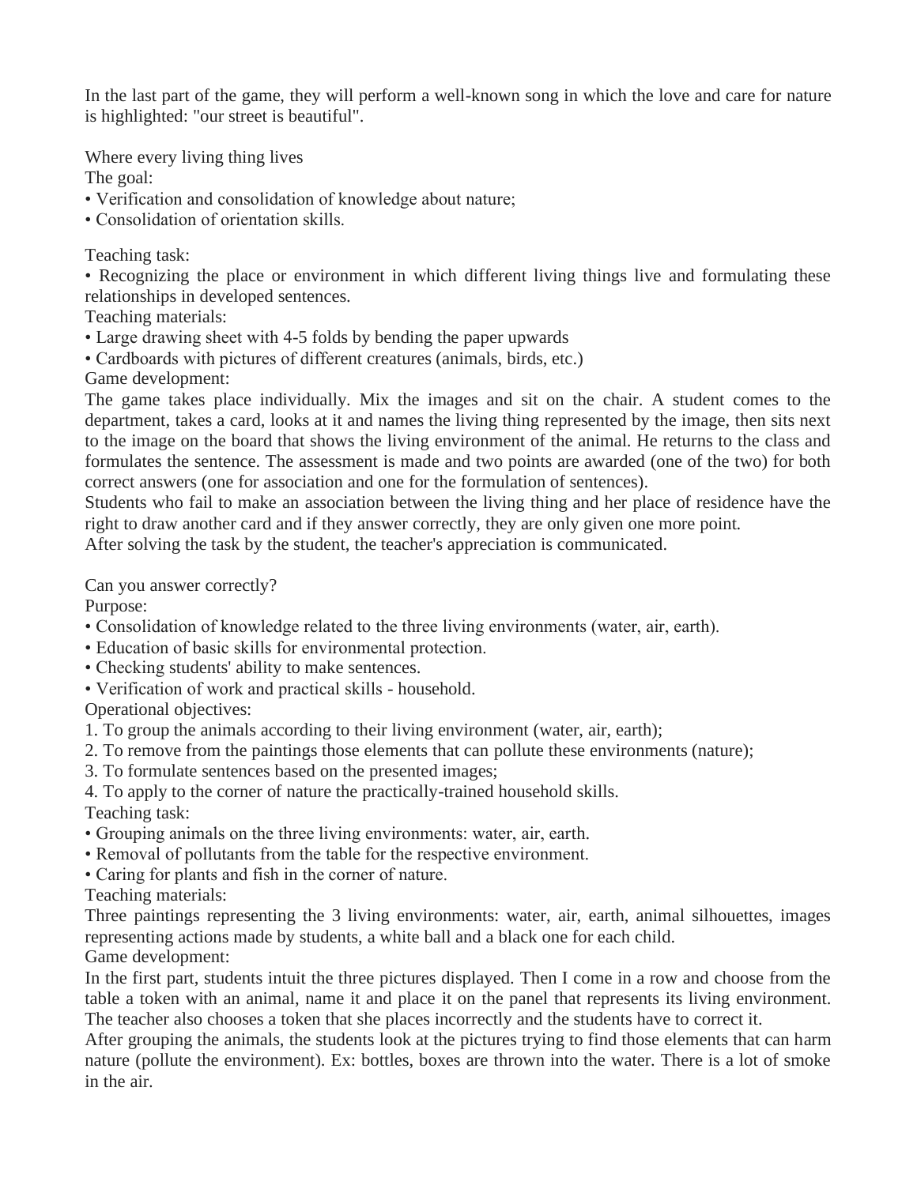In the last part of the game, they will perform a well-known song in which the love and care for nature is highlighted: "our street is beautiful".

Where every living thing lives

The goal:

- Verification and consolidation of knowledge about nature;
- Consolidation of orientation skills.

Teaching task:

- Recognizing the place or environment in which different living things live and formulating these relationships in developed sentences.

Teaching materials:

- Large drawing sheet with 4-5 folds by bending the paper upwards
- Cardboards with pictures of different creatures (animals, birds, etc.)

Game development:

The game takes place individually. Mix the images and sit on the chair. A student comes to the department, takes a card, looks at it and names the living thing represented by the image, then sits next to the image on the board that shows the living environment of the animal. He returns to the class and formulates the sentence. The assessment is made and two points are awarded (one of the two) for both correct answers (one for association and one for the formulation of sentences).

Students who fail to make an association between the living thing and her place of residence have the right to draw another card and if they answer correctly, they are only given one more point.

After solving the task by the student, the teacher's appreciation is communicated.

Can you answer correctly?

Purpose:

- Consolidation of knowledge related to the three living environments (water, air, earth).
- Education of basic skills for environmental protection.
- Checking students' ability to make sentences.
- Verification of work and practical skills - household.

Operational objectives:

1. To group the animals according to their living environment (water, air, earth);
2. To remove from the paintings those elements that can pollute these environments (nature);
3. To formulate sentences based on the presented images;
4. To apply to the corner of nature the practically-trained household skills.

Teaching task:

- Grouping animals on the three living environments: water, air, earth.
- Removal of pollutants from the table for the respective environment.
- Caring for plants and fish in the corner of nature.

Teaching materials:

Three paintings representing the 3 living environments: water, air, earth, animal silhouettes, images representing actions made by students, a white ball and a black one for each child.

Game development:

In the first part, students intuit the three pictures displayed. Then I come in a row and choose from the table a token with an animal, name it and place it on the panel that represents its living environment. The teacher also chooses a token that she places incorrectly and the students have to correct it.

After grouping the animals, the students look at the pictures trying to find those elements that can harm nature (pollute the environment). Ex: bottles, boxes are thrown into the water. There is a lot of smoke in the air.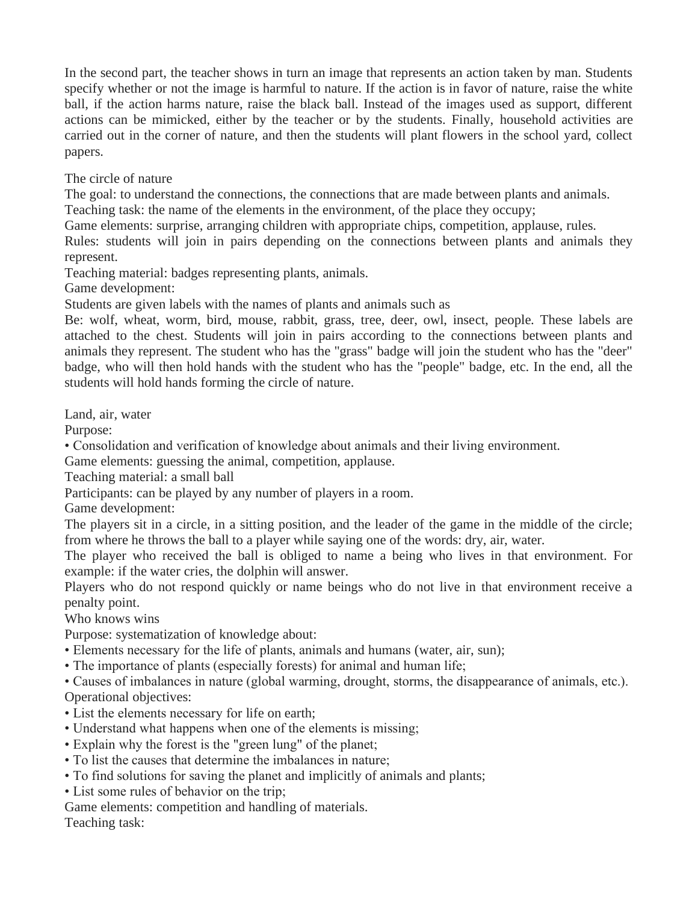In the second part, the teacher shows in turn an image that represents an action taken by man. Students specify whether or not the image is harmful to nature. If the action is in favor of nature, raise the white ball, if the action harms nature, raise the black ball. Instead of the images used as support, different actions can be mimicked, either by the teacher or by the students. Finally, household activities are carried out in the corner of nature, and then the students will plant flowers in the school yard, collect papers.

The circle of nature

The goal: to understand the connections, the connections that are made between plants and animals.

Teaching task: the name of the elements in the environment, of the place they occupy;

Game elements: surprise, arranging children with appropriate chips, competition, applause, rules.

Rules: students will join in pairs depending on the connections between plants and animals they represent.

Teaching material: badges representing plants, animals.

Game development:

Students are given labels with the names of plants and animals such as

Be: wolf, wheat, worm, bird, mouse, rabbit, grass, tree, deer, owl, insect, people. These labels are attached to the chest. Students will join in pairs according to the connections between plants and animals they represent. The student who has the "grass" badge will join the student who has the "deer" badge, who will then hold hands with the student who has the "people" badge, etc. In the end, all the students will hold hands forming the circle of nature.

Land, air, water

Purpose:

- Consolidation and verification of knowledge about animals and their living environment.

Game elements: guessing the animal, competition, applause.

Teaching material: a small ball

Participants: can be played by any number of players in a room.

Game development:

The players sit in a circle, in a sitting position, and the leader of the game in the middle of the circle; from where he throws the ball to a player while saying one of the words: dry, air, water.

The player who received the ball is obliged to name a being who lives in that environment. For example: if the water cries, the dolphin will answer.

Players who do not respond quickly or name beings who do not live in that environment receive a penalty point.

Who knows wins

Purpose: systematization of knowledge about:

- Elements necessary for the life of plants, animals and humans (water, air, sun);
- The importance of plants (especially forests) for animal and human life;
- Causes of imbalances in nature (global warming, drought, storms, the disappearance of animals, etc.).

Operational objectives:

- List the elements necessary for life on earth;
- Understand what happens when one of the elements is missing;
- Explain why the forest is the "green lung" of the planet;
- To list the causes that determine the imbalances in nature;
- To find solutions for saving the planet and implicitly of animals and plants;
- List some rules of behavior on the trip;

Game elements: competition and handling of materials.

Teaching task: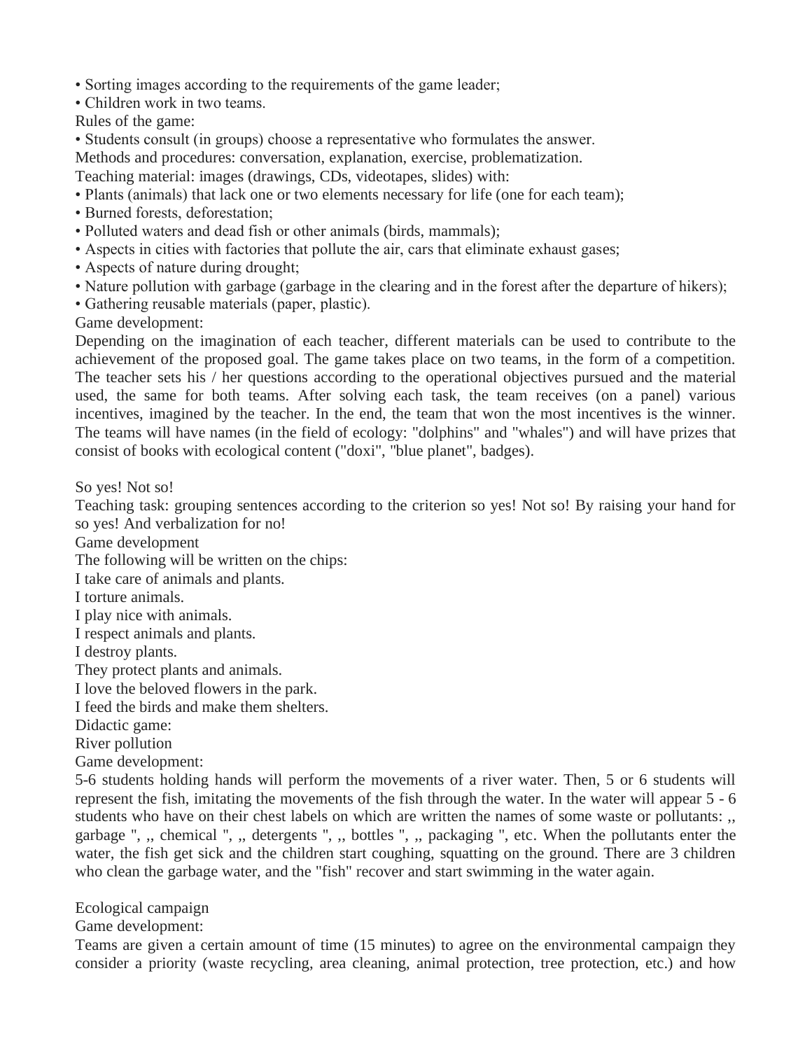• Sorting images according to the requirements of the game leader;
• Children work in two teams.

Rules of the game:

• Students consult (in groups) choose a representative who formulates the answer.

Methods and procedures: conversation, explanation, exercise, problematization.

Teaching material: images (drawings, CDs, videotapes, slides) with:

• Plants (animals) that lack one or two elements necessary for life (one for each team);
• Burned forests, deforestation;
• Polluted waters and dead fish or other animals (birds, mammals);
• Aspects in cities with factories that pollute the air, cars that eliminate exhaust gases;
• Aspects of nature during drought;
• Nature pollution with garbage (garbage in the clearing and in the forest after the departure of hikers);
• Gathering reusable materials (paper, plastic).

Game development:

Depending on the imagination of each teacher, different materials can be used to contribute to the achievement of the proposed goal. The game takes place on two teams, in the form of a competition. The teacher sets his / her questions according to the operational objectives pursued and the material used, the same for both teams. After solving each task, the team receives (on a panel) various incentives, imagined by the teacher. In the end, the team that won the most incentives is the winner. The teams will have names (in the field of ecology: "dolphins" and "whales") and will have prizes that consist of books with ecological content ("doxi", "blue planet", badges).

So yes! Not so!

Teaching task: grouping sentences according to the criterion so yes! Not so! By raising your hand for so yes! And verbalization for no!

Game development

The following will be written on the chips:

I take care of animals and plants.

I torture animals.

I play nice with animals.

I respect animals and plants.

I destroy plants.

They protect plants and animals.

I love the beloved flowers in the park.

I feed the birds and make them shelters.

Didactic game:

River pollution

Game development:

5-6 students holding hands will perform the movements of a river water. Then, 5 or 6 students will represent the fish, imitating the movements of the fish through the water. In the water will appear 5 - 6 students who have on their chest labels on which are written the names of some waste or pollutants: ,, garbage ", ,, chemical ", ,, detergents ", ,, bottles ", ,, packaging ", etc. When the pollutants enter the water, the fish get sick and the children start coughing, squatting on the ground. There are 3 children who clean the garbage water, and the "fish" recover and start swimming in the water again.

Ecological campaign

Game development:

Teams are given a certain amount of time (15 minutes) to agree on the environmental campaign they consider a priority (waste recycling, area cleaning, animal protection, tree protection, etc.) and how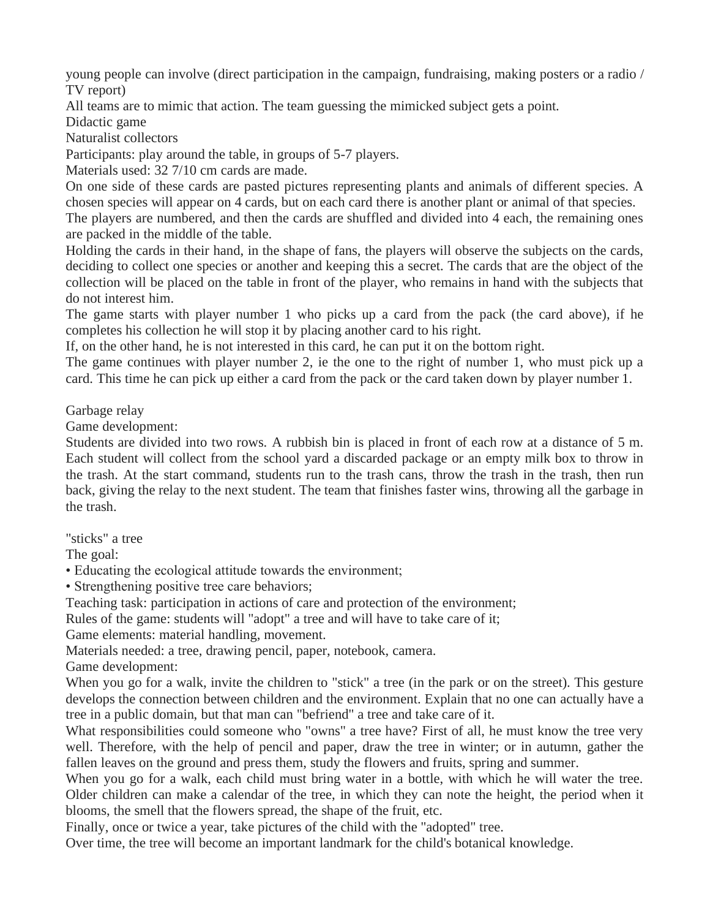young people can involve (direct participation in the campaign, fundraising, making posters or a radio / TV report)

All teams are to mimic that action. The team guessing the mimicked subject gets a point.

Didactic game

Naturalist collectors

Participants: play around the table, in groups of 5-7 players.

Materials used: 32 7/10 cm cards are made.

On one side of these cards are pasted pictures representing plants and animals of different species. A chosen species will appear on 4 cards, but on each card there is another plant or animal of that species.

The players are numbered, and then the cards are shuffled and divided into 4 each, the remaining ones are packed in the middle of the table.

Holding the cards in their hand, in the shape of fans, the players will observe the subjects on the cards, deciding to collect one species or another and keeping this a secret. The cards that are the object of the collection will be placed on the table in front of the player, who remains in hand with the subjects that do not interest him.

The game starts with player number 1 who picks up a card from the pack (the card above), if he completes his collection he will stop it by placing another card to his right.

If, on the other hand, he is not interested in this card, he can put it on the bottom right.

The game continues with player number 2, ie the one to the right of number 1, who must pick up a card. This time he can pick up either a card from the pack or the card taken down by player number 1.

Garbage relay

Game development:

Students are divided into two rows. A rubbish bin is placed in front of each row at a distance of 5 m. Each student will collect from the school yard a discarded package or an empty milk box to throw in the trash. At the start command, students run to the trash cans, throw the trash in the trash, then run back, giving the relay to the next student. The team that finishes faster wins, throwing all the garbage in the trash.

"sticks" a tree

The goal:

- Educating the ecological attitude towards the environment;
- Strengthening positive tree care behaviors;

Teaching task: participation in actions of care and protection of the environment;

Rules of the game: students will "adopt" a tree and will have to take care of it;

Game elements: material handling, movement.

Materials needed: a tree, drawing pencil, paper, notebook, camera.

Game development:

When you go for a walk, invite the children to "stick" a tree (in the park or on the street). This gesture develops the connection between children and the environment. Explain that no one can actually have a tree in a public domain, but that man can "befriend" a tree and take care of it.

What responsibilities could someone who "owns" a tree have? First of all, he must know the tree very well. Therefore, with the help of pencil and paper, draw the tree in winter; or in autumn, gather the fallen leaves on the ground and press them, study the flowers and fruits, spring and summer.

When you go for a walk, each child must bring water in a bottle, with which he will water the tree. Older children can make a calendar of the tree, in which they can note the height, the period when it blooms, the smell that the flowers spread, the shape of the fruit, etc.

Finally, once or twice a year, take pictures of the child with the "adopted" tree.

Over time, the tree will become an important landmark for the child's botanical knowledge.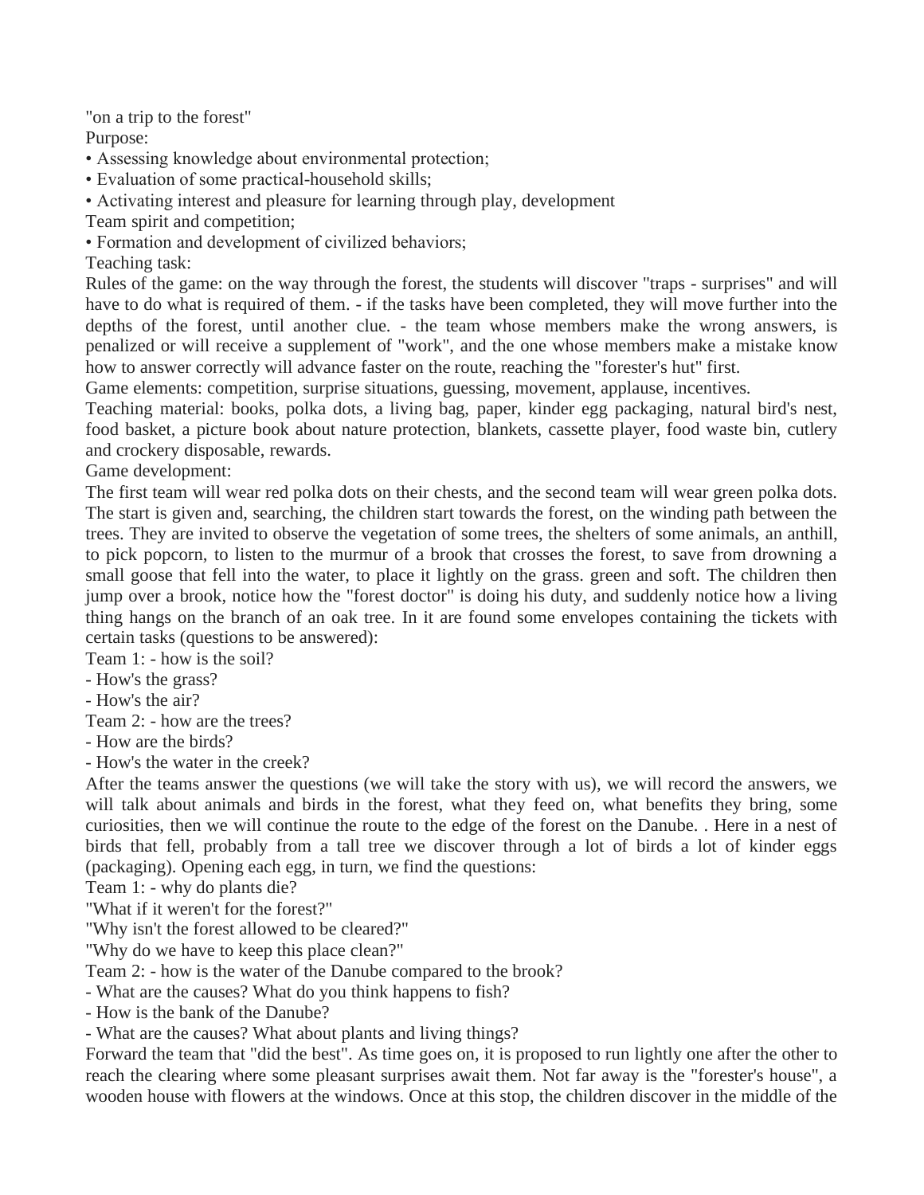"on a trip to the forest"

Purpose:

- Assessing knowledge about environmental protection;
- Evaluation of some practical-household skills;
- Activating interest and pleasure for learning through play, development

Team spirit and competition;

- Formation and development of civilized behaviors;

Teaching task:

Rules of the game: on the way through the forest, the students will discover "traps - surprises" and will have to do what is required of them. - if the tasks have been completed, they will move further into the depths of the forest, until another clue. - the team whose members make the wrong answers, is penalized or will receive a supplement of "work", and the one whose members make a mistake know how to answer correctly will advance faster on the route, reaching the "forester's hut" first.

Game elements: competition, surprise situations, guessing, movement, applause, incentives.

Teaching material: books, polka dots, a living bag, paper, kinder egg packaging, natural bird's nest, food basket, a picture book about nature protection, blankets, cassette player, food waste bin, cutlery and crockery disposable, rewards.

Game development:

The first team will wear red polka dots on their chests, and the second team will wear green polka dots. The start is given and, searching, the children start towards the forest, on the winding path between the trees. They are invited to observe the vegetation of some trees, the shelters of some animals, an anthill, to pick popcorn, to listen to the murmur of a brook that crosses the forest, to save from drowning a small goose that fell into the water, to place it lightly on the grass. green and soft. The children then jump over a brook, notice how the "forest doctor" is doing his duty, and suddenly notice how a living thing hangs on the branch of an oak tree. In it are found some envelopes containing the tickets with certain tasks (questions to be answered):

Team 1: - how is the soil?

- How's the grass?
- How's the air?

Team 2: - how are the trees?

- How are the birds?
- How's the water in the creek?

After the teams answer the questions (we will take the story with us), we will record the answers, we will talk about animals and birds in the forest, what they feed on, what benefits they bring, some curiosities, then we will continue the route to the edge of the forest on the Danube. . Here in a nest of birds that fell, probably from a tall tree we discover through a lot of birds a lot of kinder eggs (packaging). Opening each egg, in turn, we find the questions:

Team 1: - why do plants die?

"What if it weren't for the forest?"

"Why isn't the forest allowed to be cleared?"

"Why do we have to keep this place clean?"

Team 2: - how is the water of the Danube compared to the brook?

- What are the causes? What do you think happens to fish?
- How is the bank of the Danube?
- What are the causes? What about plants and living things?

Forward the team that "did the best". As time goes on, it is proposed to run lightly one after the other to reach the clearing where some pleasant surprises await them. Not far away is the "forester's house", a wooden house with flowers at the windows. Once at this stop, the children discover in the middle of the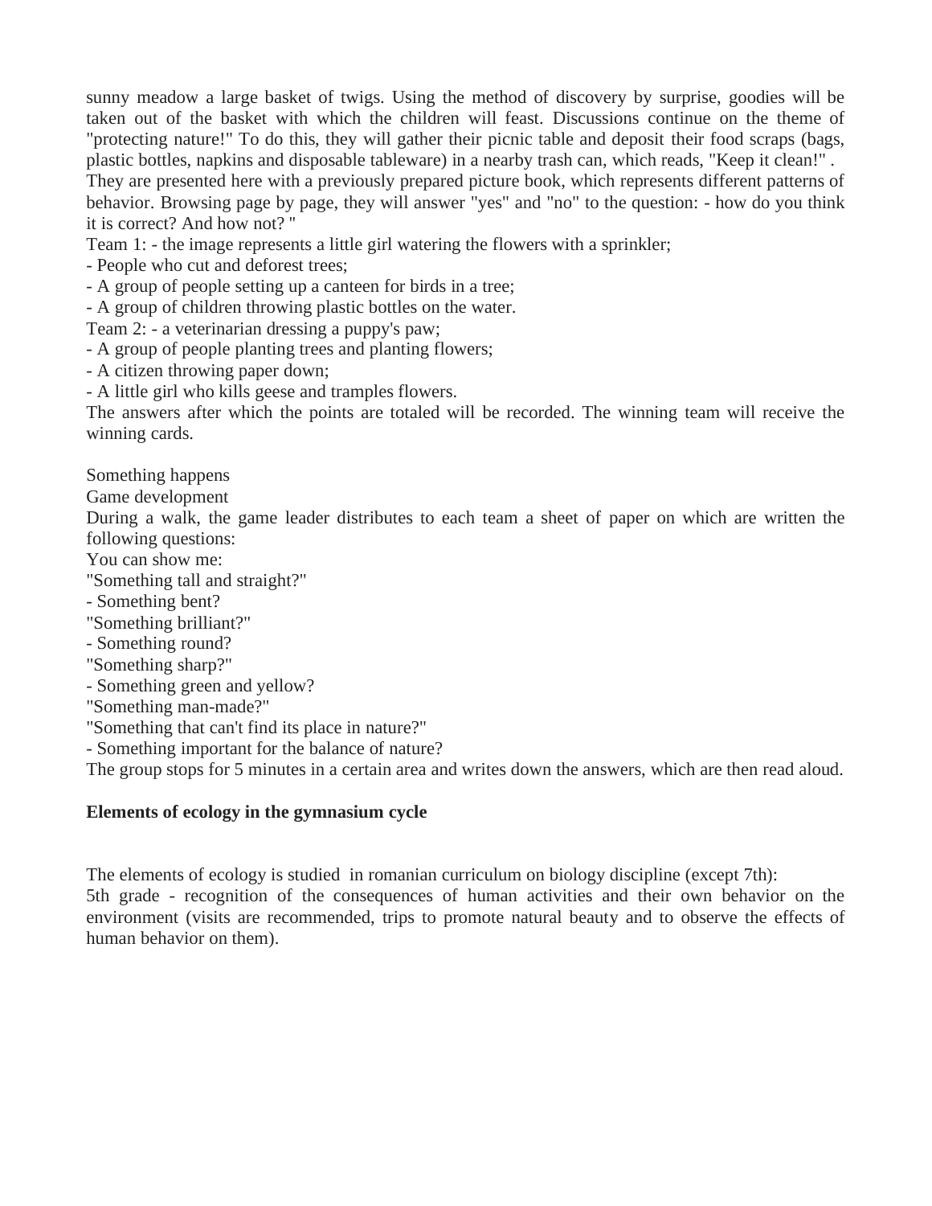sunny meadow a large basket of twigs. Using the method of discovery by surprise, goodies will be taken out of the basket with which the children will feast. Discussions continue on the theme of "protecting nature!" To do this, they will gather their picnic table and deposit their food scraps (bags, plastic bottles, napkins and disposable tableware) in a nearby trash can, which reads, "Keep it clean!" .
They are presented here with a previously prepared picture book, which represents different patterns of behavior. Browsing page by page, they will answer "yes" and "no" to the question: - how do you think it is correct? And how not? "
Team 1: - the image represents a little girl watering the flowers with a sprinkler;
- People who cut and deforest trees;
- A group of people setting up a canteen for birds in a tree;
- A group of children throwing plastic bottles on the water.
Team 2: - a veterinarian dressing a puppy's paw;
- A group of people planting trees and planting flowers;
- A citizen throwing paper down;
- A little girl who kills geese and tramples flowers.
The answers after which the points are totaled will be recorded. The winning team will receive the winning cards.

Something happens
Game development
During a walk, the game leader distributes to each team a sheet of paper on which are written the following questions:
You can show me:
"Something tall and straight?"
- Something bent?
"Something brilliant?"
- Something round?
"Something sharp?"
- Something green and yellow?
"Something man-made?"
"Something that can't find its place in nature?"
- Something important for the balance of nature?
The group stops for 5 minutes in a certain area and writes down the answers, which are then read aloud.

**Elements of ecology in the gymnasium cycle**

The elements of ecology is studied in romanian curriculum on biology discipline (except 7th):
5th grade - recognition of the consequences of human activities and their own behavior on the environment (visits are recommended, trips to promote natural beauty and to observe the effects of human behavior on them).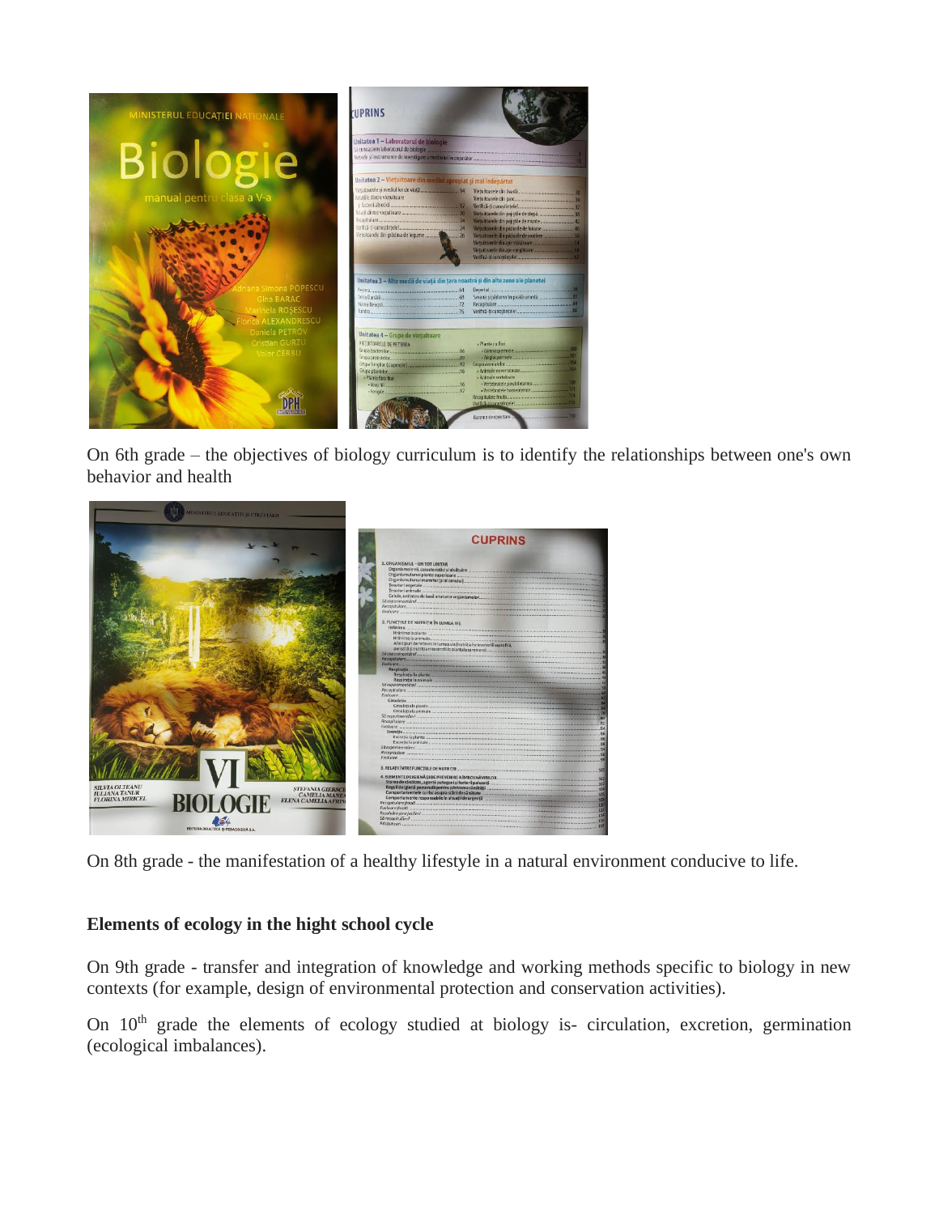On 6th grade – the objectives of biology curriculum is to identify the relationships between one's own behavior and health

On 8th grade - the manifestation of a healthy lifestyle in a natural environment conducive to life.

**Elements of ecology in the hight school cycle**

On 9th grade - transfer and integration of knowledge and working methods specific to biology in new contexts (for example, design of environmental protection and conservation activities).

On 10th grade the elements of ecology studied at biology is- circulation, excretion, germination (ecological imbalances).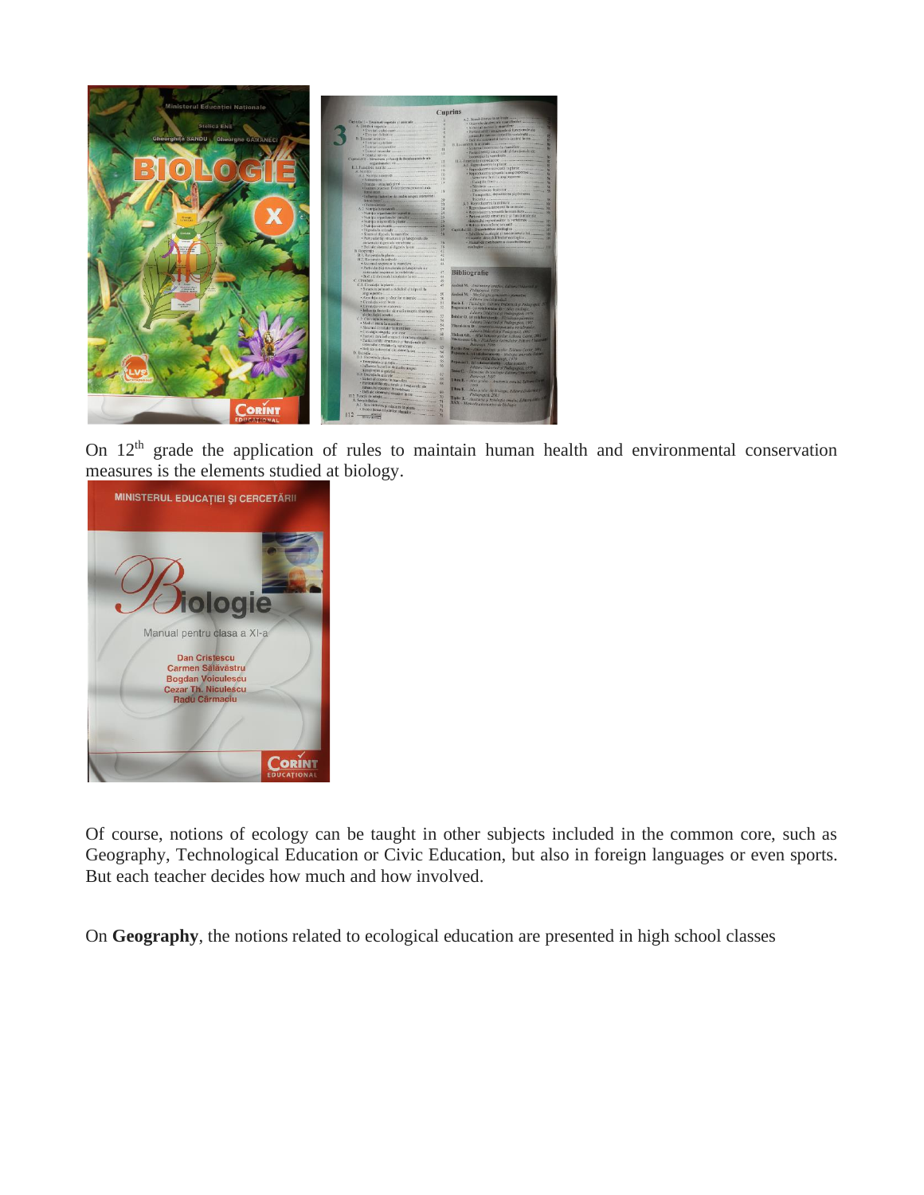On 12th grade the application of rules to maintain human health and environmental conservation measures is the elements studied at biology.

Of course, notions of ecology can be taught in other subjects included in the common core, such as Geography, Technological Education or Civic Education, but also in foreign languages or even sports. But each teacher decides how much and how involved.

On **Geography**, the notions related to ecological education are presented in high school classes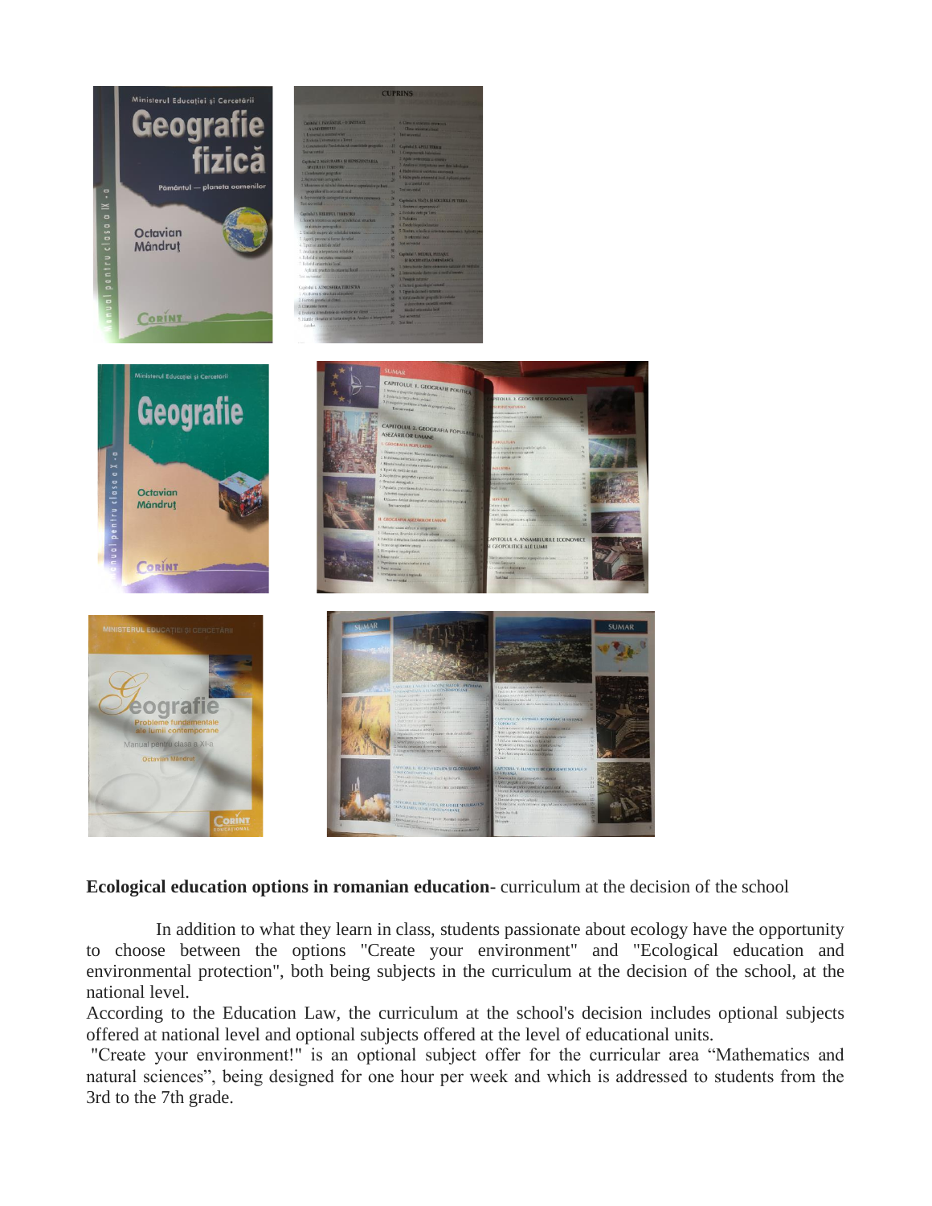**Ecological education options in romanian education-** curriculum at the decision of the school

In addition to what they learn in class, students passionate about ecology have the opportunity to choose between the options "Create your environment" and "Ecological education and environmental protection", both being subjects in the curriculum at the decision of the school, at the national level.

According to the Education Law, the curriculum at the school's decision includes optional subjects offered at national level and optional subjects offered at the level of educational units.

"Create your environment!" is an optional subject offer for the curricular area “Mathematics and natural sciences”, being designed for one hour per week and which is addressed to students from the 3rd to the 7th grade.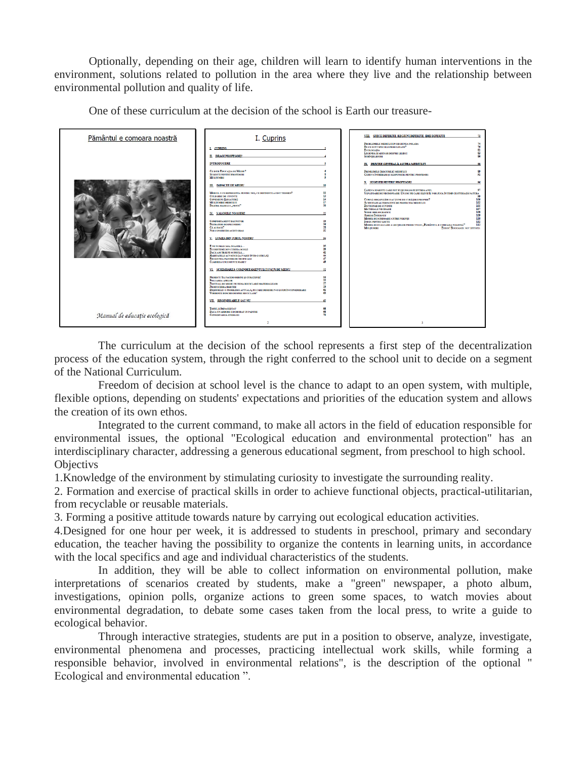Optionally, depending on their age, children will learn to identify human interventions in the environment, solutions related to pollution in the area where they live and the relationship between environmental pollution and quality of life.

One of these curriculum at the decision of the school is Earth our treasure-

The curriculum at the decision of the school represents a first step of the decentralization process of the education system, through the right conferred to the school unit to decide on a segment of the National Curriculum.

Freedom of decision at school level is the chance to adapt to an open system, with multiple, flexible options, depending on students' expectations and priorities of the education system and allows the creation of its own ethos.

Integrated to the current command, to make all actors in the field of education responsible for environmental issues, the optional "Ecological education and environmental protection" has an interdisciplinary character, addressing a generous educational segment, from preschool to high school.

Objectivs

1.Knowledge of the environment by stimulating curiosity to investigate the surrounding reality.

2. Formation and exercise of practical skills in order to achieve functional objects, practical-utilitarian, from recyclable or reusable materials.

3. Forming a positive attitude towards nature by carrying out ecological education activities.

4.Designed for one hour per week, it is addressed to students in preschool, primary and secondary education, the teacher having the possibility to organize the contents in learning units, in accordance with the local specifics and age and individual characteristics of the students.

In addition, they will be able to collect information on environmental pollution, make interpretations of scenarios created by students, make a "green" newspaper, a photo album, investigations, opinion polls, organize actions to green some spaces, to watch movies about environmental degradation, to debate some cases taken from the local press, to write a guide to ecological behavior.

Through interactive strategies, students are put in a position to observe, analyze, investigate, environmental phenomena and processes, practicing intellectual work skills, while forming a responsible behavior, involved in environmental relations", is the description of the optional " Ecological and environmental education ".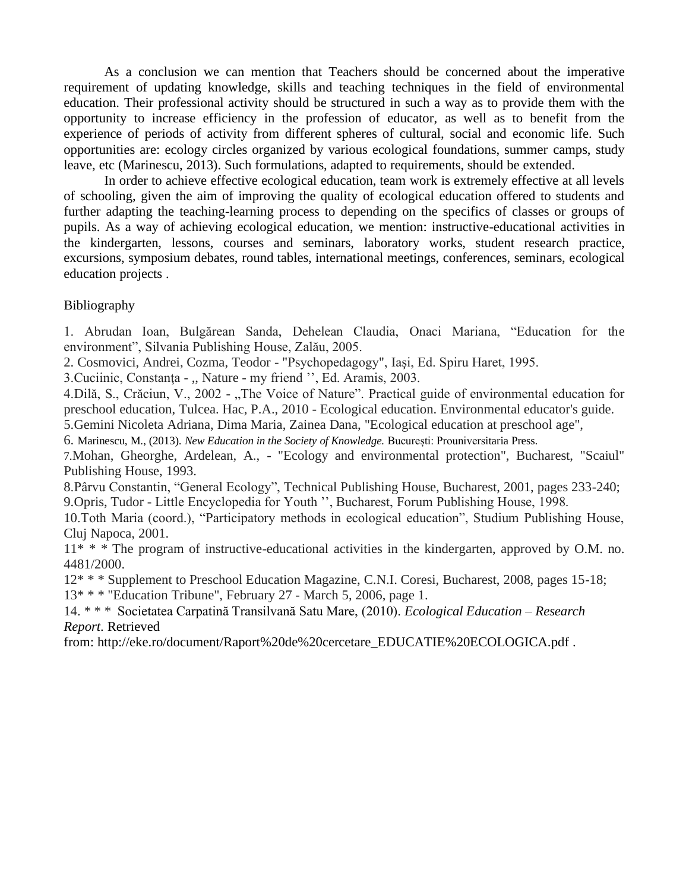As a conclusion we can mention that Teachers should be concerned about the imperative requirement of updating knowledge, skills and teaching techniques in the field of environmental education. Their professional activity should be structured in such a way as to provide them with the opportunity to increase efficiency in the profession of educator, as well as to benefit from the experience of periods of activity from different spheres of cultural, social and economic life. Such opportunities are: ecology circles organized by various ecological foundations, summer camps, study leave, etc (Marinescu, 2013). Such formulations, adapted to requirements, should be extended.

In order to achieve effective ecological education, team work is extremely effective at all levels of schooling, given the aim of improving the quality of ecological education offered to students and further adapting the teaching-learning process to depending on the specifics of classes or groups of pupils. As a way of achieving ecological education, we mention: instructive-educational activities in the kindergarten, lessons, courses and seminars, laboratory works, student research practice, excursions, symposium debates, round tables, international meetings, conferences, seminars, ecological education projects .

Bibliography

1. Abrudan Ioan, Bulgărean Sanda, Dehelean Claudia, Onaci Mariana, “Education for the environment”, Silvania Publishing House, Zalău, 2005.
2. Cosmovici, Andrei, Cozma, Teodor - "Psychopedagogy", Iaşi, Ed. Spiru Haret, 1995.
3.Cuciinic, Constanţa - ,, Nature - my friend '', Ed. Aramis, 2003.
4.Dilă, S., Crăciun, V., 2002 - „The Voice of Nature”. Practical guide of environmental education for preschool education, Tulcea. Hac, P.A., 2010 - Ecological education. Environmental educator's guide.
5.Gemini Nicoleta Adriana, Dima Maria, Zainea Dana, "Ecological education at preschool age",
6. Marinescu, M., (2013). *New Education in the Society of Knowledge.* București: Prouniversitaria Press.
7.Mohan, Gheorghe, Ardelean, A., - "Ecology and environmental protection", Bucharest, "Scaiul" Publishing House, 1993.
8.Pârvu Constantin, “General Ecology”, Technical Publishing House, Bucharest, 2001, pages 233-240;
9.Opris, Tudor - Little Encyclopedia for Youth '', Bucharest, Forum Publishing House, 1998.
10.Toth Maria (coord.), “Participatory methods in ecological education”, Studium Publishing House, Cluj Napoca, 2001.
11* * * The program of instructive-educational activities in the kindergarten, approved by O.M. no. 4481/2000.
12* * * Supplement to Preschool Education Magazine, C.N.I. Coresi, Bucharest, 2008, pages 15-18;
13* * * "Education Tribune", February 27 - March 5, 2006, page 1.
14. * * * Societatea Carpatină Transilvană Satu Mare, (2010). *Ecological Education – Research Report*. Retrieved from: http://eke.ro/document/Raport%20de%20cercetare_EDUCATIE%20ECOLOGICA.pdf .